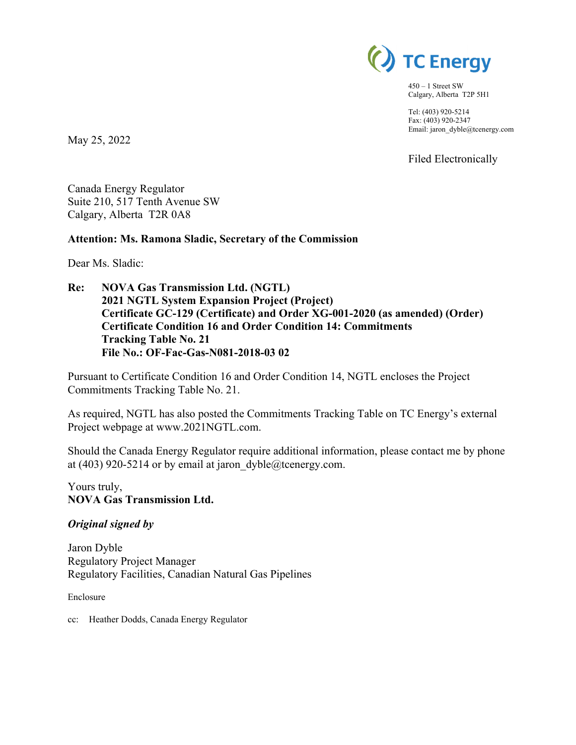TC Energy

450 – 1 Street SW
Calgary, Alberta T2P 5H1

Tel: (403) 920-5214
Fax: (403) 920-2347
Email: jaron_dyble@tcenergy.com

May 25, 2022

Filed Electronically

Canada Energy Regulator
Suite 210, 517 Tenth Avenue SW
Calgary, Alberta T2R 0A8

**Attention: Ms. Ramona Sladic, Secretary of the Commission**

Dear Ms. Sladic:

**Re: NOVA Gas Transmission Ltd. (NGTL)**
**2021 NGTL System Expansion Project (Project)**
**Certificate GC-129 (Certificate) and Order XG-001-2020 (as amended) (Order)**
**Certificate Condition 16 and Order Condition 14: Commitments Tracking Table No. 21**
**File No.: OF-Fac-Gas-N081-2018-03 02**

Pursuant to Certificate Condition 16 and Order Condition 14, NGTL encloses the Project Commitments Tracking Table No. 21.

As required, NGTL has also posted the Commitments Tracking Table on TC Energy's external Project webpage at www.2021NGTL.com.

Should the Canada Energy Regulator require additional information, please contact me by phone at (403) 920-5214 or by email at jaron_dyble@tcenergy.com.

Yours truly,
**NOVA Gas Transmission Ltd.**

***Original signed by***

Jaron Dyble
Regulatory Project Manager
Regulatory Facilities, Canadian Natural Gas Pipelines

Enclosure

cc: Heather Dodds, Canada Energy Regulator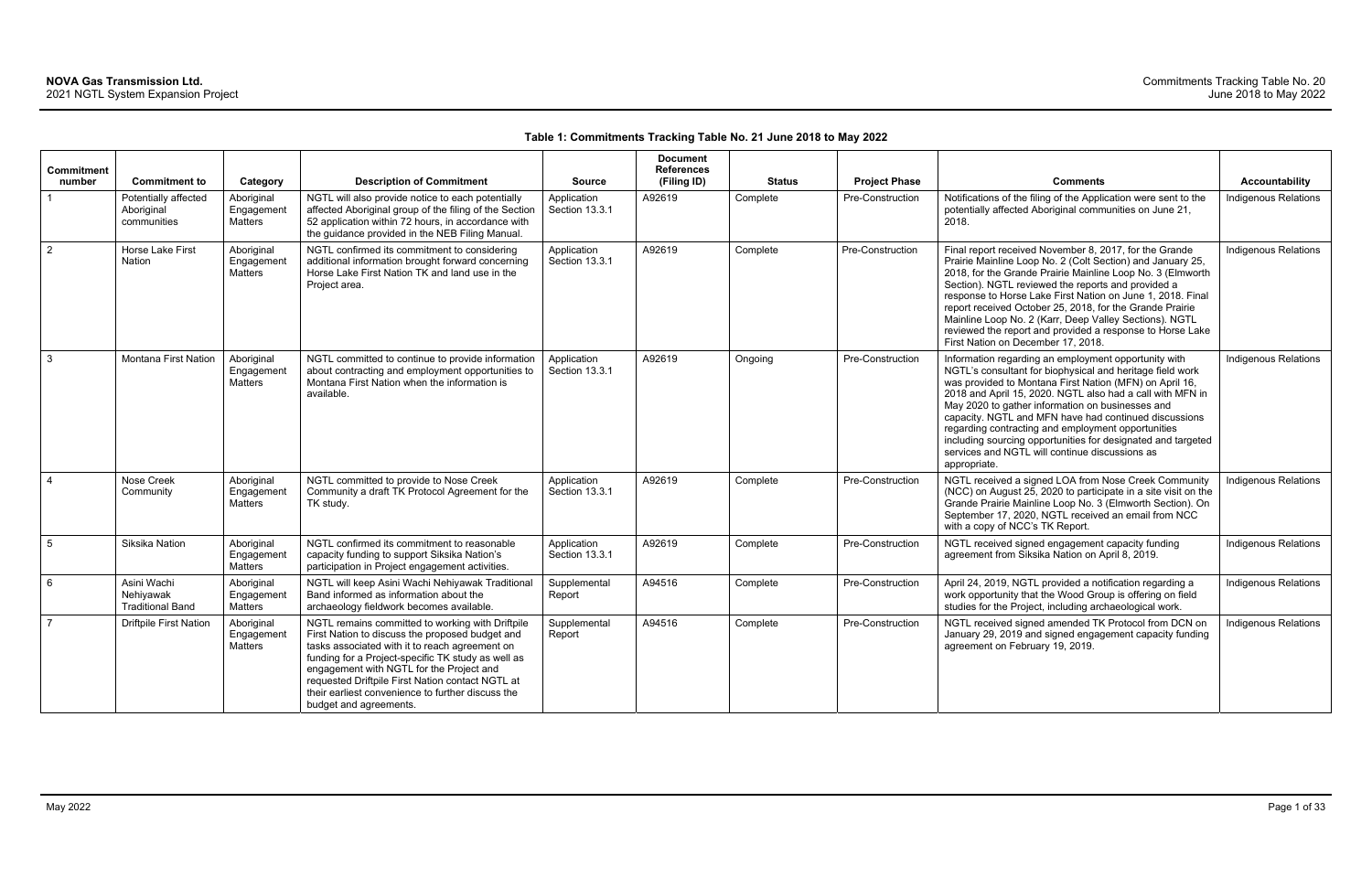**Table 1: Commitments Tracking Table No. 21 June 2018 to May 2022**

| Commitment number | Commitment to | Category | Description of Commitment | Source | Document References (Filing ID) | Status | Project Phase | Comments | Accountability |
|---|---|---|---|---|---|---|---|---|---|
| 1 | Potentially affected Aboriginal communities | Aboriginal Engagement Matters | NGTL will also provide notice to each potentially affected Aboriginal group of the filing of the Section 52 application within 72 hours, in accordance with the guidance provided in the NEB Filing Manual. | Application Section 13.3.1 | A92619 | Complete | Pre-Construction | Notifications of the filing of the Application were sent to the potentially affected Aboriginal communities on June 21, 2018. | Indigenous Relations |
| 2 | Horse Lake First Nation | Aboriginal Engagement Matters | NGTL confirmed its commitment to considering additional information brought forward concerning Horse Lake First Nation TK and land use in the Project area. | Application Section 13.3.1 | A92619 | Complete | Pre-Construction | Final report received November 8, 2017, for the Grande Prairie Mainline Loop No. 2 (Colt Section) and January 25, 2018, for the Grande Prairie Mainline Loop No. 3 (Elmworth Section). NGTL reviewed the reports and provided a response to Horse Lake First Nation on June 1, 2018. Final report received October 25, 2018, for the Grande Prairie Mainline Loop No. 2 (Karr, Deep Valley Sections). NGTL reviewed the report and provided a response to Horse Lake First Nation on December 17, 2018. | Indigenous Relations |
| 3 | Montana First Nation | Aboriginal Engagement Matters | NGTL committed to continue to provide information about contracting and employment opportunities to Montana First Nation when the information is available. | Application Section 13.3.1 | A92619 | Ongoing | Pre-Construction | Information regarding an employment opportunity with NGTL's consultant for biophysical and heritage field work was provided to Montana First Nation (MFN) on April 16, 2018 and April 15, 2020. NGTL also had a call with MFN in May 2020 to gather information on businesses and capacity. NGTL and MFN have had continued discussions regarding contracting and employment opportunities including sourcing opportunities for designated and targeted services and NGTL will continue discussions as appropriate. | Indigenous Relations |
| 4 | Nose Creek Community | Aboriginal Engagement Matters | NGTL committed to provide to Nose Creek Community a draft TK Protocol Agreement for the TK study. | Application Section 13.3.1 | A92619 | Complete | Pre-Construction | NGTL received a signed LOA from Nose Creek Community (NCC) on August 25, 2020 to participate in a site visit on the Grande Prairie Mainline Loop No. 3 (Elmworth Section). On September 17, 2020, NGTL received an email from NCC with a copy of NCC's TK Report. | Indigenous Relations |
| 5 | Siksika Nation | Aboriginal Engagement Matters | NGTL confirmed its commitment to reasonable capacity funding to support Siksika Nation's participation in Project engagement activities. | Application Section 13.3.1 | A92619 | Complete | Pre-Construction | NGTL received signed engagement capacity funding agreement from Siksika Nation on April 8, 2019. | Indigenous Relations |
| 6 | Asini Wachi Nehiyawak Traditional Band | Aboriginal Engagement Matters | NGTL will keep Asini Wachi Nehiyawak Traditional Band informed as information about the archaeology fieldwork becomes available. | Supplemental Report | A94516 | Complete | Pre-Construction | April 24, 2019, NGTL provided a notification regarding a work opportunity that the Wood Group is offering on field studies for the Project, including archaeological work. | Indigenous Relations |
| 7 | Driftpile First Nation | Aboriginal Engagement Matters | NGTL remains committed to working with Driftpile First Nation to discuss the proposed budget and tasks associated with it to reach agreement on funding for a Project-specific TK study as well as engagement with NGTL for the Project and requested Driftpile First Nation contact NGTL at their earliest convenience to further discuss the budget and agreements. | Supplemental Report | A94516 | Complete | Pre-Construction | NGTL received signed amended TK Protocol from DCN on January 29, 2019 and signed engagement capacity funding agreement on February 19, 2019. | Indigenous Relations |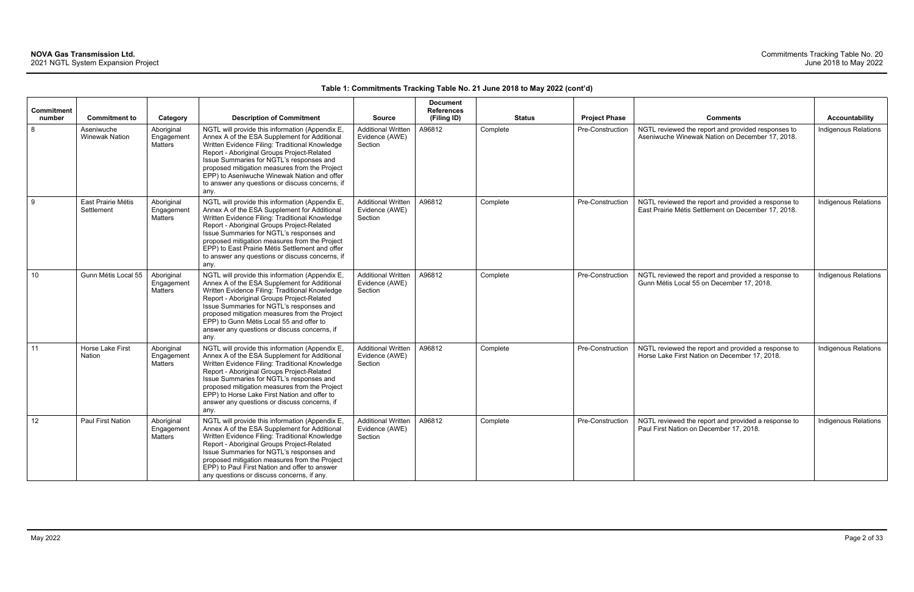**Table 1: Commitments Tracking Table No. 21 June 2018 to May 2022 (cont'd)**

| Commitment number | Commitment to | Category | Description of Commitment | Source | Document References (Filing ID) | Status | Project Phase | Comments | Accountability |
|---|---|---|---|---|---|---|---|---|---|
| 8 | Aseniwuche Winewak Nation | Aboriginal Engagement Matters | NGTL will provide this information (Appendix E, Annex A of the ESA Supplement for Additional Written Evidence Filing: Traditional Knowledge Report - Aboriginal Groups Project-Related Issue Summaries for NGTL's responses and proposed mitigation measures from the Project EPP) to Aseniwuche Winewak Nation and offer to answer any questions or discuss concerns, if any. | Additional Written Evidence (AWE) Section | A96812 | Complete | Pre-Construction | NGTL reviewed the report and provided responses to Aseniwuche Winewak Nation on December 17, 2018. | Indigenous Relations |
| 9 | East Prairie Métis Settlement | Aboriginal Engagement Matters | NGTL will provide this information (Appendix E, Annex A of the ESA Supplement for Additional Written Evidence Filing: Traditional Knowledge Report - Aboriginal Groups Project-Related Issue Summaries for NGTL's responses and proposed mitigation measures from the Project EPP) to East Prairie Métis Settlement and offer to answer any questions or discuss concerns, if any. | Additional Written Evidence (AWE) Section | A96812 | Complete | Pre-Construction | NGTL reviewed the report and provided a response to East Prairie Métis Settlement on December 17, 2018. | Indigenous Relations |
| 10 | Gunn Métis Local 55 | Aboriginal Engagement Matters | NGTL will provide this information (Appendix E, Annex A of the ESA Supplement for Additional Written Evidence Filing: Traditional Knowledge Report - Aboriginal Groups Project-Related Issue Summaries for NGTL's responses and proposed mitigation measures from the Project EPP) to Gunn Métis Local 55 and offer to answer any questions or discuss concerns, if any. | Additional Written Evidence (AWE) Section | A96812 | Complete | Pre-Construction | NGTL reviewed the report and provided a response to Gunn Métis Local 55 on December 17, 2018. | Indigenous Relations |
| 11 | Horse Lake First Nation | Aboriginal Engagement Matters | NGTL will provide this information (Appendix E, Annex A of the ESA Supplement for Additional Written Evidence Filing: Traditional Knowledge Report - Aboriginal Groups Project-Related Issue Summaries for NGTL's responses and proposed mitigation measures from the Project EPP) to Horse Lake First Nation and offer to answer any questions or discuss concerns, if any. | Additional Written Evidence (AWE) Section | A96812 | Complete | Pre-Construction | NGTL reviewed the report and provided a response to Horse Lake First Nation on December 17, 2018. | Indigenous Relations |
| 12 | Paul First Nation | Aboriginal Engagement Matters | NGTL will provide this information (Appendix E, Annex A of the ESA Supplement for Additional Written Evidence Filing: Traditional Knowledge Report - Aboriginal Groups Project-Related Issue Summaries for NGTL's responses and proposed mitigation measures from the Project EPP) to Paul First Nation and offer to answer any questions or discuss concerns, if any. | Additional Written Evidence (AWE) Section | A96812 | Complete | Pre-Construction | NGTL reviewed the report and provided a response to Paul First Nation on December 17, 2018. | Indigenous Relations |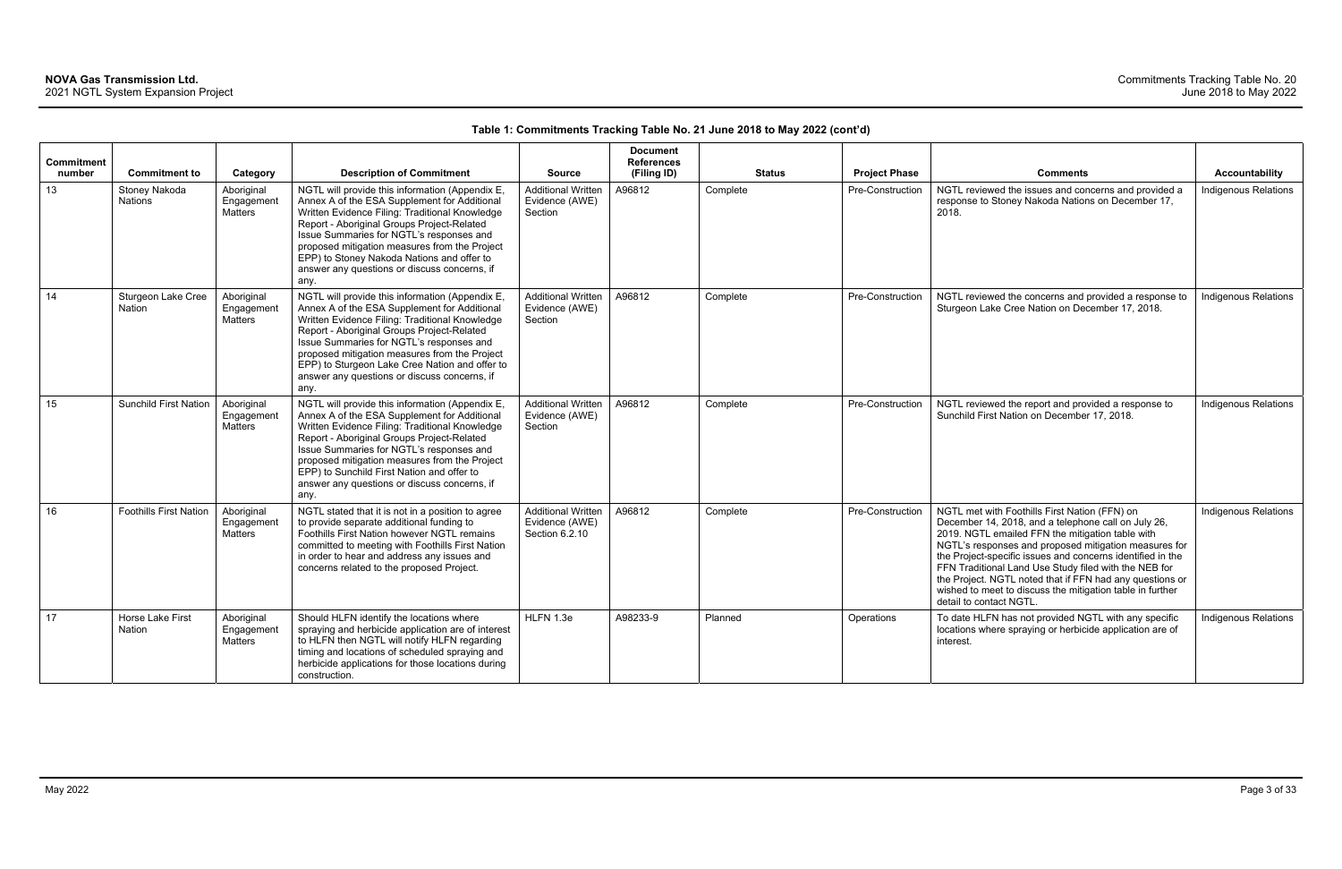**Table 1: Commitments Tracking Table No. 21 June 2018 to May 2022 (cont'd)**

| Commitment number | Commitment to | Category | Description of Commitment | Source | Document References (Filing ID) | Status | Project Phase | Comments | Accountability |
|---|---|---|---|---|---|---|---|---|---|
| 13 | Stoney Nakoda Nations | Aboriginal Engagement Matters | NGTL will provide this information (Appendix E, Annex A of the ESA Supplement for Additional Written Evidence Filing: Traditional Knowledge Report - Aboriginal Groups Project-Related Issue Summaries for NGTL's responses and proposed mitigation measures from the Project EPP) to Stoney Nakoda Nations and offer to answer any questions or discuss concerns, if any. | Additional Written Evidence (AWE) Section | A96812 | Complete | Pre-Construction | NGTL reviewed the issues and concerns and provided a response to Stoney Nakoda Nations on December 17, 2018. | Indigenous Relations |
| 14 | Sturgeon Lake Cree Nation | Aboriginal Engagement Matters | NGTL will provide this information (Appendix E, Annex A of the ESA Supplement for Additional Written Evidence Filing: Traditional Knowledge Report - Aboriginal Groups Project-Related Issue Summaries for NGTL's responses and proposed mitigation measures from the Project EPP) to Sturgeon Lake Cree Nation and offer to answer any questions or discuss concerns, if any. | Additional Written Evidence (AWE) Section | A96812 | Complete | Pre-Construction | NGTL reviewed the concerns and provided a response to Sturgeon Lake Cree Nation on December 17, 2018. | Indigenous Relations |
| 15 | Sunchild First Nation | Aboriginal Engagement Matters | NGTL will provide this information (Appendix E, Annex A of the ESA Supplement for Additional Written Evidence Filing: Traditional Knowledge Report - Aboriginal Groups Project-Related Issue Summaries for NGTL's responses and proposed mitigation measures from the Project EPP) to Sunchild First Nation and offer to answer any questions or discuss concerns, if any. | Additional Written Evidence (AWE) Section | A96812 | Complete | Pre-Construction | NGTL reviewed the report and provided a response to Sunchild First Nation on December 17, 2018. | Indigenous Relations |
| 16 | Foothills First Nation | Aboriginal Engagement Matters | NGTL stated that it is not in a position to agree to provide separate additional funding to Foothills First Nation however NGTL remains committed to meeting with Foothills First Nation in order to hear and address any issues and concerns related to the proposed Project. | Additional Written Evidence (AWE) Section 6.2.10 | A96812 | Complete | Pre-Construction | NGTL met with Foothills First Nation (FFN) on December 14, 2018, and a telephone call on July 26, 2019. NGTL emailed FFN the mitigation table with NGTL's responses and proposed mitigation measures for the Project-specific issues and concerns identified in the FFN Traditional Land Use Study filed with the NEB for the Project. NGTL noted that if FFN had any questions or wished to meet to discuss the mitigation table in further detail to contact NGTL. | Indigenous Relations |
| 17 | Horse Lake First Nation | Aboriginal Engagement Matters | Should HLFN identify the locations where spraying and herbicide application are of interest to HLFN then NGTL will notify HLFN regarding timing and locations of scheduled spraying and herbicide applications for those locations during construction. | HLFN 1.3e | A98233-9 | Planned | Operations | To date HLFN has not provided NGTL with any specific locations where spraying or herbicide application are of interest. | Indigenous Relations |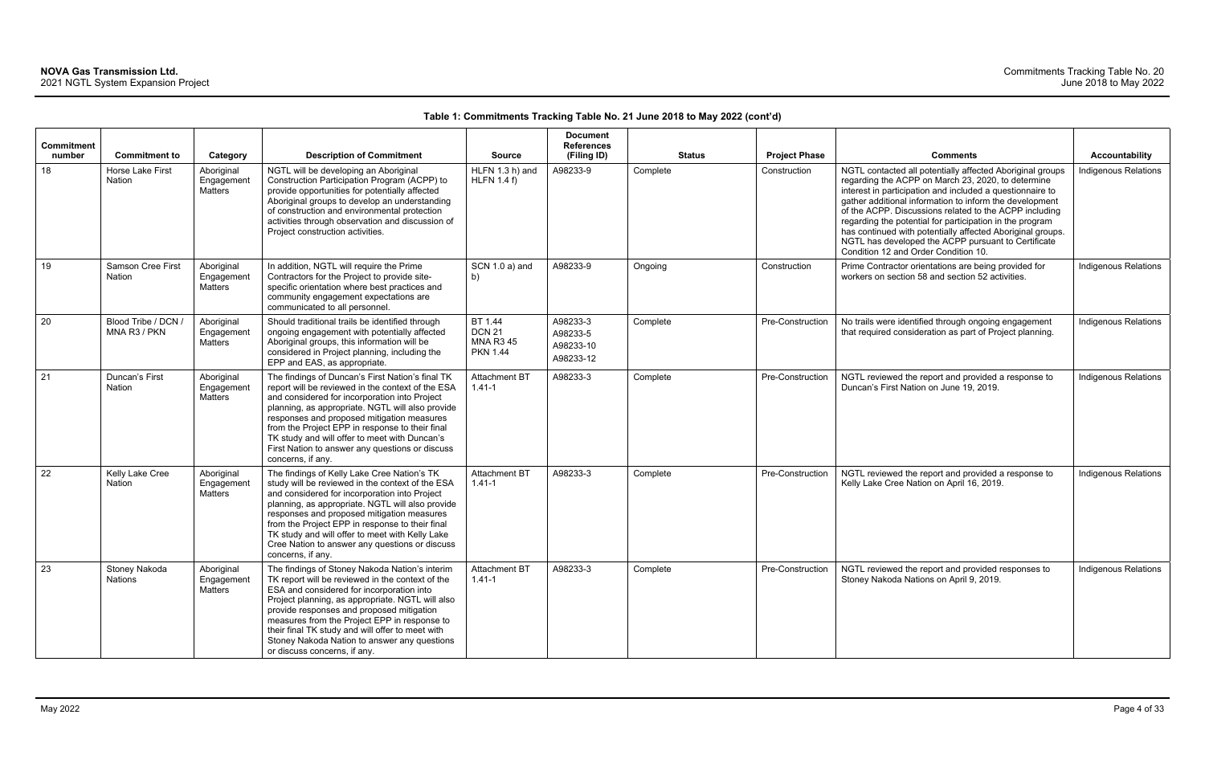**Table 1: Commitments Tracking Table No. 21 June 2018 to May 2022 (cont'd)**

| Commitment number | Commitment to | Category | Description of Commitment | Source | Document References (Filing ID) | Status | Project Phase | Comments | Accountability |
|---|---|---|---|---|---|---|---|---|---|
| 18 | Horse Lake First Nation | Aboriginal Engagement Matters | NGTL will be developing an Aboriginal Construction Participation Program (ACPP) to provide opportunities for potentially affected Aboriginal groups to develop an understanding of construction and environmental protection activities through observation and discussion of Project construction activities. | HLFN 1.3 h) and HLFN 1.4 f) | A98233-9 | Complete | Construction | NGTL contacted all potentially affected Aboriginal groups regarding the ACPP on March 23, 2020, to determine interest in participation and included a questionnaire to gather additional information to inform the development of the ACPP. Discussions related to the ACPP including regarding the potential for participation in the program has continued with potentially affected Aboriginal groups. NGTL has developed the ACPP pursuant to Certificate Condition 12 and Order Condition 10. | Indigenous Relations |
| 19 | Samson Cree First Nation | Aboriginal Engagement Matters | In addition, NGTL will require the Prime Contractors for the Project to provide site-specific orientation where best practices and community engagement expectations are communicated to all personnel. | SCN 1.0 a) and b) | A98233-9 | Ongoing | Construction | Prime Contractor orientations are being provided for workers on section 58 and section 52 activities. | Indigenous Relations |
| 20 | Blood Tribe / DCN / MNA R3 / PKN | Aboriginal Engagement Matters | Should traditional trails be identified through ongoing engagement with potentially affected Aboriginal groups, this information will be considered in Project planning, including the EPP and EAS, as appropriate. | BT 1.44<br>DCN 21<br>MNA R3 45<br>PKN 1.44 | A98233-3<br>A98233-5<br>A98233-10<br>A98233-12 | Complete | Pre-Construction | No trails were identified through ongoing engagement that required consideration as part of Project planning. | Indigenous Relations |
| 21 | Duncan's First Nation | Aboriginal Engagement Matters | The findings of Duncan's First Nation's final TK report will be reviewed in the context of the ESA and considered for incorporation into Project planning, as appropriate. NGTL will also provide responses and proposed mitigation measures from the Project EPP in response to their final TK study and will offer to meet with Duncan's First Nation to answer any questions or discuss concerns, if any. | Attachment BT 1.41-1 | A98233-3 | Complete | Pre-Construction | NGTL reviewed the report and provided a response to Duncan's First Nation on June 19, 2019. | Indigenous Relations |
| 22 | Kelly Lake Cree Nation | Aboriginal Engagement Matters | The findings of Kelly Lake Cree Nation's TK study will be reviewed in the context of the ESA and considered for incorporation into Project planning, as appropriate. NGTL will also provide responses and proposed mitigation measures from the Project EPP in response to their final TK study and will offer to meet with Kelly Lake Cree Nation to answer any questions or discuss concerns, if any. | Attachment BT 1.41-1 | A98233-3 | Complete | Pre-Construction | NGTL reviewed the report and provided a response to Kelly Lake Cree Nation on April 16, 2019. | Indigenous Relations |
| 23 | Stoney Nakoda Nations | Aboriginal Engagement Matters | The findings of Stoney Nakoda Nation's interim TK report will be reviewed in the context of the ESA and considered for incorporation into Project planning, as appropriate. NGTL will also provide responses and proposed mitigation measures from the Project EPP in response to their final TK study and will offer to meet with Stoney Nakoda Nation to answer any questions or discuss concerns, if any. | Attachment BT 1.41-1 | A98233-3 | Complete | Pre-Construction | NGTL reviewed the report and provided responses to Stoney Nakoda Nations on April 9, 2019. | Indigenous Relations |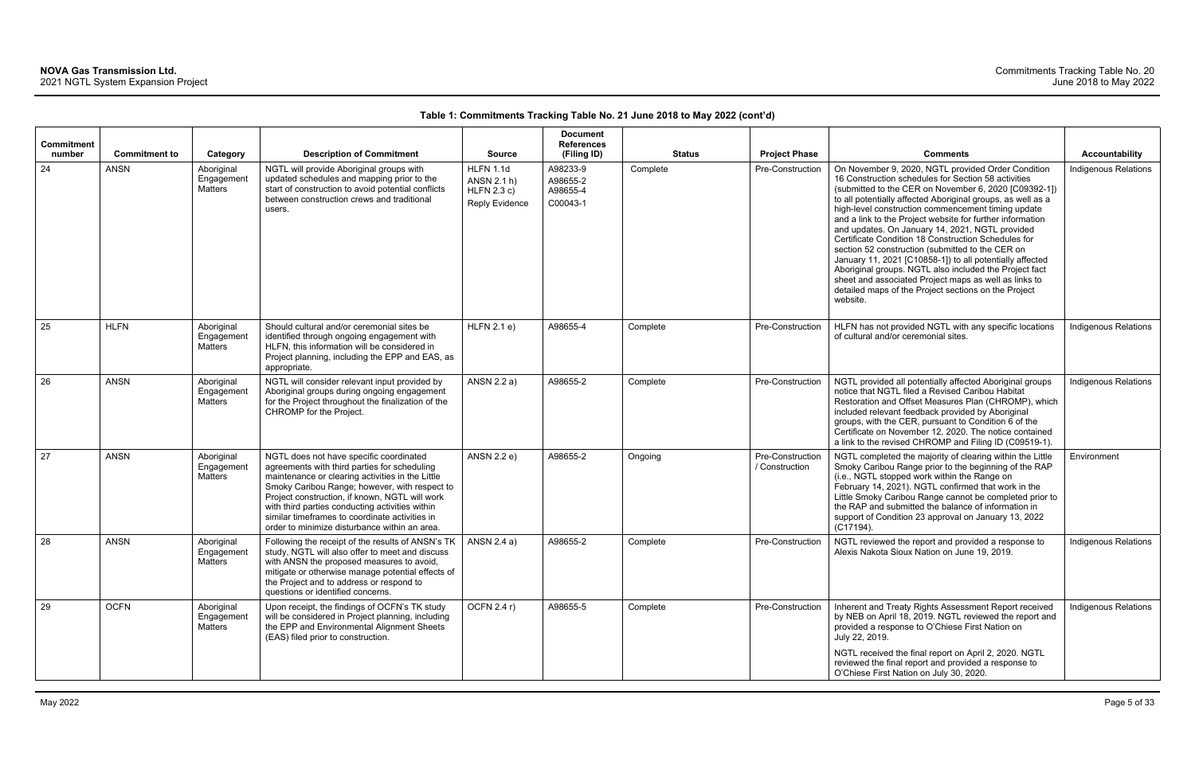**Table 1: Commitments Tracking Table No. 21 June 2018 to May 2022 (cont'd)**

| Commitment number | Commitment to | Category | Description of Commitment | Source | Document References (Filing ID) | Status | Project Phase | Comments | Accountability |
|---|---|---|---|---|---|---|---|---|---|
| 24 | ANSN | Aboriginal Engagement Matters | NGTL will provide Aboriginal groups with updated schedules and mapping prior to the start of construction to avoid potential conflicts between construction crews and traditional users. | HLFN 1.1d ANSN 2.1 h) HLFN 2.3 c) Reply Evidence | A98233-9 A98655-2 A98655-4 C00043-1 | Complete | Pre-Construction | On November 9, 2020, NGTL provided Order Condition 16 Construction schedules for Section 58 activities (submitted to the CER on November 6, 2020 [C09392-1]) to all potentially affected Aboriginal groups, as well as a high-level construction commencement timing update and a link to the Project website for further information and updates. On January 14, 2021, NGTL provided Certificate Condition 18 Construction Schedules for section 52 construction (submitted to the CER on January 11, 2021 [C10858-1]) to all potentially affected Aboriginal groups. NGTL also included the Project fact sheet and associated Project maps as well as links to detailed maps of the Project sections on the Project website. | Indigenous Relations |
| 25 | HLFN | Aboriginal Engagement Matters | Should cultural and/or ceremonial sites be identified through ongoing engagement with HLFN, this information will be considered in Project planning, including the EPP and EAS, as appropriate. | HLFN 2.1 e) | A98655-4 | Complete | Pre-Construction | HLFN has not provided NGTL with any specific locations of cultural and/or ceremonial sites. | Indigenous Relations |
| 26 | ANSN | Aboriginal Engagement Matters | NGTL will consider relevant input provided by Aboriginal groups during ongoing engagement for the Project throughout the finalization of the CHROMP for the Project. | ANSN 2.2 a) | A98655-2 | Complete | Pre-Construction | NGTL provided all potentially affected Aboriginal groups notice that NGTL filed a Revised Caribou Habitat Restoration and Offset Measures Plan (CHROMP), which included relevant feedback provided by Aboriginal groups, with the CER, pursuant to Condition 6 of the Certificate on November 12, 2020. The notice contained a link to the revised CHROMP and Filing ID (C09519-1). | Indigenous Relations |
| 27 | ANSN | Aboriginal Engagement Matters | NGTL does not have specific coordinated agreements with third parties for scheduling maintenance or clearing activities in the Little Smoky Caribou Range; however, with respect to Project construction, if known, NGTL will work with third parties conducting activities within similar timeframes to coordinate activities in order to minimize disturbance within an area. | ANSN 2.2 e) | A98655-2 | Ongoing | Pre-Construction / Construction | NGTL completed the majority of clearing within the Little Smoky Caribou Range prior to the beginning of the RAP (i.e., NGTL stopped work within the Range on February 14, 2021). NGTL confirmed that work in the Little Smoky Caribou Range cannot be completed prior to the RAP and submitted the balance of information in support of Condition 23 approval on January 13, 2022 (C17194). | Environment |
| 28 | ANSN | Aboriginal Engagement Matters | Following the receipt of the results of ANSN's TK study, NGTL will also offer to meet and discuss with ANSN the proposed measures to avoid, mitigate or otherwise manage potential effects of the Project and to address or respond to questions or identified concerns. | ANSN 2.4 a) | A98655-2 | Complete | Pre-Construction | NGTL reviewed the report and provided a response to Alexis Nakota Sioux Nation on June 19, 2019. | Indigenous Relations |
| 29 | OCFN | Aboriginal Engagement Matters | Upon receipt, the findings of OCFN's TK study will be considered in Project planning, including the EPP and Environmental Alignment Sheets (EAS) filed prior to construction. | OCFN 2.4 r) | A98655-5 | Complete | Pre-Construction | Inherent and Treaty Rights Assessment Report received by NEB on April 18, 2019. NGTL reviewed the report and provided a response to O'Chiese First Nation on July 22, 2019.<br><br>NGTL received the final report on April 2, 2020. NGTL reviewed the final report and provided a response to O'Chiese First Nation on July 30, 2020. | Indigenous Relations |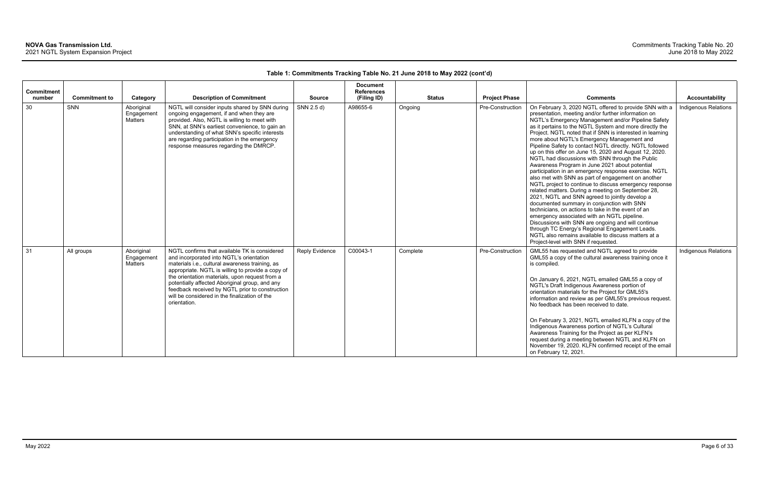**Table 1: Commitments Tracking Table No. 21 June 2018 to May 2022 (cont'd)**

| Commitment number | Commitment to | Category | Description of Commitment | Source | Document References (Filing ID) | Status | Project Phase | Comments | Accountability |
|---|---|---|---|---|---|---|---|---|---|
| 30 | SNN | Aboriginal Engagement Matters | NGTL will consider inputs shared by SNN during ongoing engagement, if and when they are provided. Also, NGTL is willing to meet with SNN, at SNN's earliest convenience, to gain an understanding of what SNN's specific interests are regarding participation in the emergency response measures regarding the DMRCP. | SNN 2.5 d) | A98655-6 | Ongoing | Pre-Construction | On February 3, 2020 NGTL offered to provide SNN with a presentation, meeting and/or further information on NGTL's Emergency Management and/or Pipeline Safety as it pertains to the NGTL System and more directly the Project. NGTL noted that if SNN is interested in learning more about NGTL's Emergency Management and Pipeline Safety to contact NGTL directly. NGTL followed up on this offer on June 15, 2020 and August 12, 2020. NGTL had discussions with SNN through the Public Awareness Program in June 2021 about potential participation in an emergency response exercise. NGTL also met with SNN as part of engagement on another NGTL project to continue to discuss emergency response related matters. During a meeting on September 28, 2021, NGTL and SNN agreed to jointly develop a documented summary in conjunction with SNN technicians, on actions to take in the event of an emergency associated with an NGTL pipeline. Discussions with SNN are ongoing and will continue through TC Energy's Regional Engagement Leads. NGTL also remains available to discuss matters at a Project-level with SNN if requested. | Indigenous Relations |
| 31 | All groups | Aboriginal Engagement Matters | NGTL confirms that available TK is considered and incorporated into NGTL's orientation materials i.e., cultural awareness training, as appropriate. NGTL is willing to provide a copy of the orientation materials, upon request from a potentially affected Aboriginal group, and any feedback received by NGTL prior to construction will be considered in the finalization of the orientation. | Reply Evidence | C00043-1 | Complete | Pre-Construction | GML55 has requested and NGTL agreed to provide GML55 a copy of the cultural awareness training once it is compiled.<br><br>On January 6, 2021, NGTL emailed GML55 a copy of NGTL's Draft Indigenous Awareness portion of orientation materials for the Project for GML55's information and review as per GML55's previous request. No feedback has been received to date.<br><br>On February 3, 2021, NGTL emailed KLFN a copy of the Indigenous Awareness portion of NGTL's Cultural Awareness Training for the Project as per KLFN's request during a meeting between NGTL and KLFN on November 19, 2020. KLFN confirmed receipt of the email on February 12, 2021. | Indigenous Relations |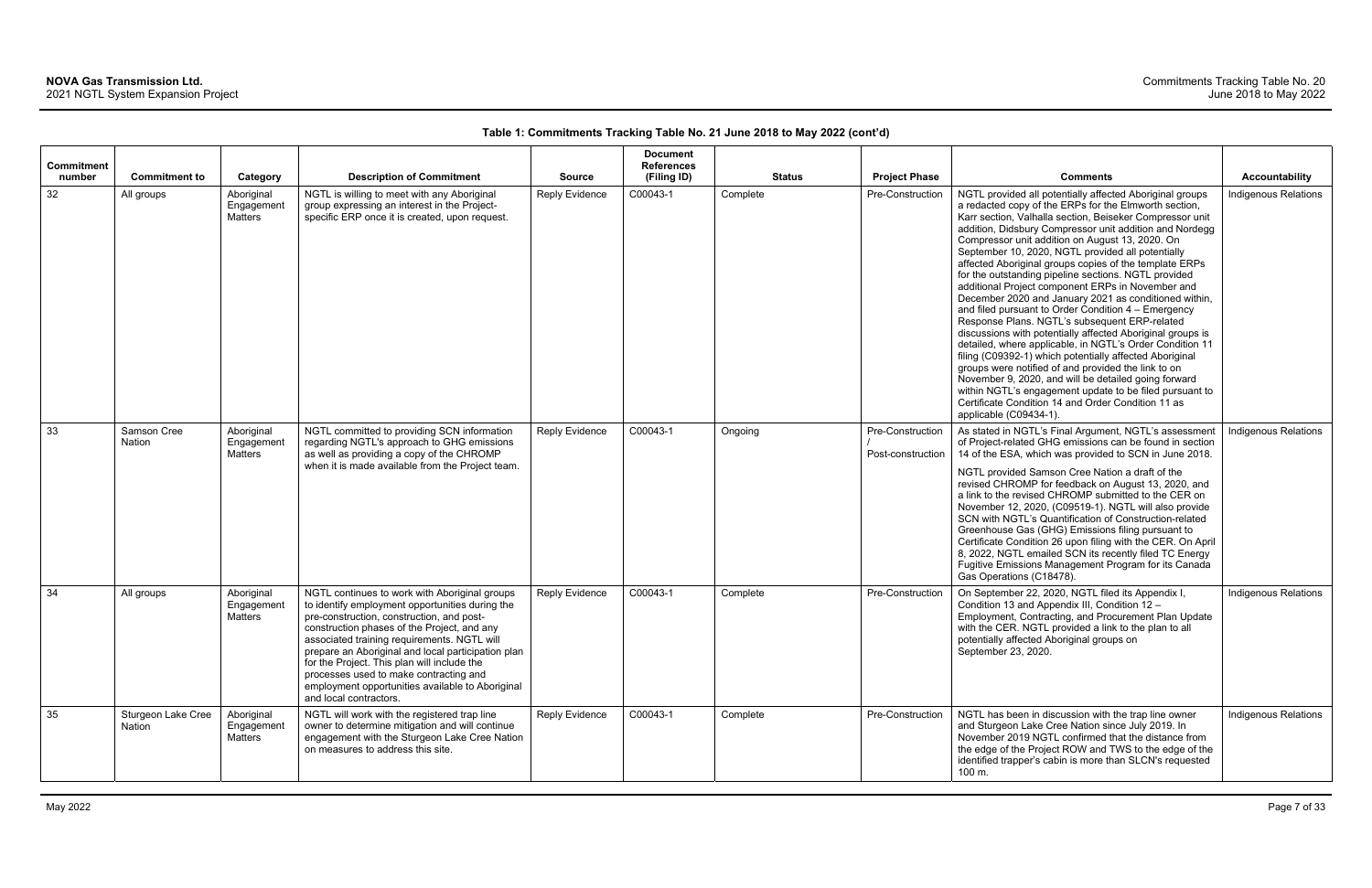**Table 1: Commitments Tracking Table No. 21 June 2018 to May 2022 (cont'd)**

| Commitment number | Commitment to | Category | Description of Commitment | Source | Document References (Filing ID) | Status | Project Phase | Comments | Accountability |
|---|---|---|---|---|---|---|---|---|---|
| 32 | All groups | Aboriginal Engagement Matters | NGTL is willing to meet with any Aboriginal group expressing an interest in the Project-specific ERP once it is created, upon request. | Reply Evidence | C00043-1 | Complete | Pre-Construction | NGTL provided all potentially affected Aboriginal groups a redacted copy of the ERPs for the Elmworth section, Karr section, Valhalla section, Beiseker Compressor unit addition, Didsbury Compressor unit addition and Nordegg Compressor unit addition on August 13, 2020. On September 10, 2020, NGTL provided all potentially affected Aboriginal groups copies of the template ERPs for the outstanding pipeline sections. NGTL provided additional Project component ERPs in November and December 2020 and January 2021 as conditioned within, and filed pursuant to Order Condition 4 – Emergency Response Plans. NGTL's subsequent ERP-related discussions with potentially affected Aboriginal groups is detailed, where applicable, in NGTL's Order Condition 11 filing (C09392-1) which potentially affected Aboriginal groups were notified of and provided the link to on November 9, 2020, and will be detailed going forward within NGTL's engagement update to be filed pursuant to Certificate Condition 14 and Order Condition 11 as applicable (C09434-1). | Indigenous Relations |
| 33 | Samson Cree Nation | Aboriginal Engagement Matters | NGTL committed to providing SCN information regarding NGTL's approach to GHG emissions as well as providing a copy of the CHROMP when it is made available from the Project team. | Reply Evidence | C00043-1 | Ongoing | Pre-Construction / Post-construction | As stated in NGTL's Final Argument, NGTL's assessment of Project-related GHG emissions can be found in section 14 of the ESA, which was provided to SCN in June 2018.<br><br>NGTL provided Samson Cree Nation a draft of the revised CHROMP for feedback on August 13, 2020, and a link to the revised CHROMP submitted to the CER on November 12, 2020, (C09519-1). NGTL will also provide SCN with NGTL's Quantification of Construction-related Greenhouse Gas (GHG) Emissions filing pursuant to Certificate Condition 26 upon filing with the CER. On April 8, 2022, NGTL emailed SCN its recently filed TC Energy Fugitive Emissions Management Program for its Canada Gas Operations (C18478). | Indigenous Relations |
| 34 | All groups | Aboriginal Engagement Matters | NGTL continues to work with Aboriginal groups to identify employment opportunities during the pre-construction, construction, and post-construction phases of the Project, and any associated training requirements. NGTL will prepare an Aboriginal and local participation plan for the Project. This plan will include the processes used to make contracting and employment opportunities available to Aboriginal and local contractors. | Reply Evidence | C00043-1 | Complete | Pre-Construction | On September 22, 2020, NGTL filed its Appendix I, Condition 13 and Appendix III, Condition 12 – Employment, Contracting, and Procurement Plan Update with the CER. NGTL provided a link to the plan to all potentially affected Aboriginal groups on September 23, 2020. | Indigenous Relations |
| 35 | Sturgeon Lake Cree Nation | Aboriginal Engagement Matters | NGTL will work with the registered trap line owner to determine mitigation and will continue engagement with the Sturgeon Lake Cree Nation on measures to address this site. | Reply Evidence | C00043-1 | Complete | Pre-Construction | NGTL has been in discussion with the trap line owner and Sturgeon Lake Cree Nation since July 2019. In November 2019 NGTL confirmed that the distance from the edge of the Project ROW and TWS to the edge of the identified trapper's cabin is more than SLCN's requested 100 m. | Indigenous Relations |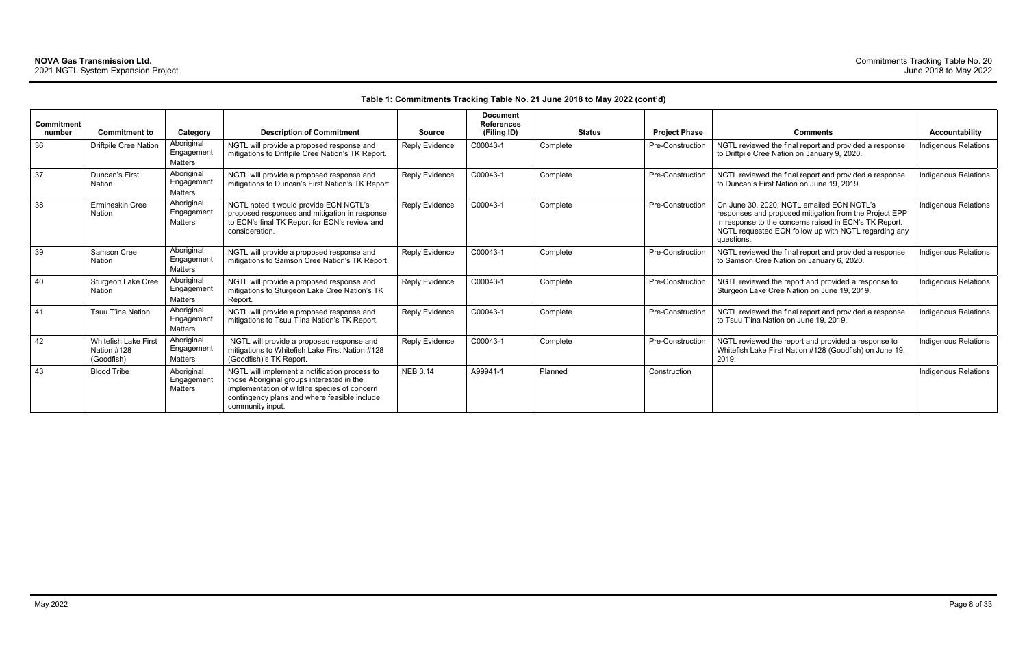**Table 1: Commitments Tracking Table No. 21 June 2018 to May 2022 (cont'd)**

| Commitment number | Commitment to | Category | Description of Commitment | Source | Document References (Filing ID) | Status | Project Phase | Comments | Accountability |
|---|---|---|---|---|---|---|---|---|---|
| 36 | Driftpile Cree Nation | Aboriginal Engagement Matters | NGTL will provide a proposed response and mitigations to Driftpile Cree Nation's TK Report. | Reply Evidence | C00043-1 | Complete | Pre-Construction | NGTL reviewed the final report and provided a response to Driftpile Cree Nation on January 9, 2020. | Indigenous Relations |
| 37 | Duncan's First Nation | Aboriginal Engagement Matters | NGTL will provide a proposed response and mitigations to Duncan's First Nation's TK Report. | Reply Evidence | C00043-1 | Complete | Pre-Construction | NGTL reviewed the final report and provided a response to Duncan's First Nation on June 19, 2019. | Indigenous Relations |
| 38 | Ermineskin Cree Nation | Aboriginal Engagement Matters | NGTL noted it would provide ECN NGTL's proposed responses and mitigation in response to ECN's final TK Report for ECN's review and consideration. | Reply Evidence | C00043-1 | Complete | Pre-Construction | On June 30, 2020, NGTL emailed ECN NGTL's responses and proposed mitigation from the Project EPP in response to the concerns raised in ECN's TK Report. NGTL requested ECN follow up with NGTL regarding any questions. | Indigenous Relations |
| 39 | Samson Cree Nation | Aboriginal Engagement Matters | NGTL will provide a proposed response and mitigations to Samson Cree Nation's TK Report. | Reply Evidence | C00043-1 | Complete | Pre-Construction | NGTL reviewed the final report and provided a response to Samson Cree Nation on January 6, 2020. | Indigenous Relations |
| 40 | Sturgeon Lake Cree Nation | Aboriginal Engagement Matters | NGTL will provide a proposed response and mitigations to Sturgeon Lake Cree Nation's TK Report. | Reply Evidence | C00043-1 | Complete | Pre-Construction | NGTL reviewed the report and provided a response to Sturgeon Lake Cree Nation on June 19, 2019. | Indigenous Relations |
| 41 | Tsuu T'ina Nation | Aboriginal Engagement Matters | NGTL will provide a proposed response and mitigations to Tsuu T'ina Nation's TK Report. | Reply Evidence | C00043-1 | Complete | Pre-Construction | NGTL reviewed the final report and provided a response to Tsuu T'ina Nation on June 19, 2019. | Indigenous Relations |
| 42 | Whitefish Lake First Nation #128 (Goodfish) | Aboriginal Engagement Matters | NGTL will provide a proposed response and mitigations to Whitefish Lake First Nation #128 (Goodfish)'s TK Report. | Reply Evidence | C00043-1 | Complete | Pre-Construction | NGTL reviewed the report and provided a response to Whitefish Lake First Nation #128 (Goodfish) on June 19, 2019. | Indigenous Relations |
| 43 | Blood Tribe | Aboriginal Engagement Matters | NGTL will implement a notification process to those Aboriginal groups interested in the implementation of wildlife species of concern contingency plans and where feasible include community input. | NEB 3.14 | A99941-1 | Planned | Construction | | Indigenous Relations |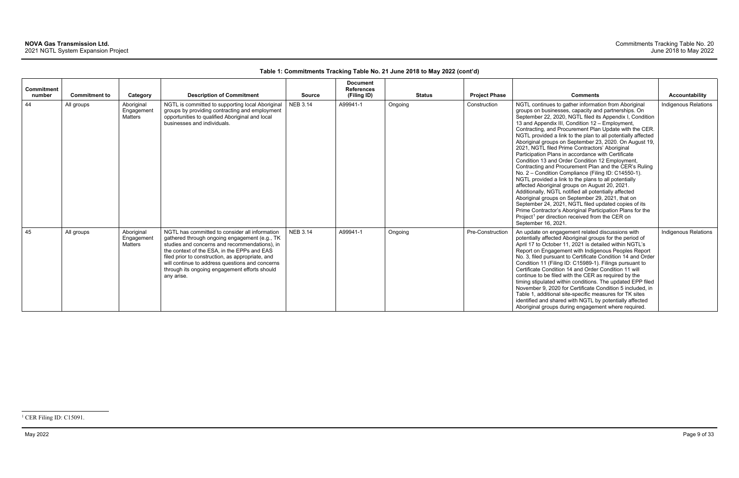**Table 1: Commitments Tracking Table No. 21 June 2018 to May 2022 (cont'd)**

| Commitment number | Commitment to | Category | Description of Commitment | Source | Document References (Filing ID) | Status | Project Phase | Comments | Accountability |
|---|---|---|---|---|---|---|---|---|---|
| 44 | All groups | Aboriginal Engagement Matters | NGTL is committed to supporting local Aboriginal groups by providing contracting and employment opportunities to qualified Aboriginal and local businesses and individuals. | NEB 3.14 | A99941-1 | Ongoing | Construction | NGTL continues to gather information from Aboriginal groups on businesses, capacity and partnerships. On September 22, 2020, NGTL filed its Appendix I, Condition 13 and Appendix III, Condition 12 – Employment, Contracting, and Procurement Plan Update with the CER. NGTL provided a link to the plan to all potentially affected Aboriginal groups on September 23, 2020. On August 19, 2021, NGTL filed Prime Contractors' Aboriginal Participation Plans in accordance with Certificate Condition 13 and Order Condition 12 Employment, Contracting and Procurement Plan and the CER's Ruling No. 2 – Condition Compliance (Filing ID: C14550-1). NGTL provided a link to the plans to all potentially affected Aboriginal groups on August 20, 2021. Additionally, NGTL notified all potentially affected Aboriginal groups on September 29, 2021, that on September 24, 2021, NGTL filed updated copies of its Prime Contractor's Aboriginal Participation Plans for the Project[1] per direction received from the CER on September 16, 2021. | Indigenous Relations |
| 45 | All groups | Aboriginal Engagement Matters | NGTL has committed to consider all information gathered through ongoing engagement (e.g., TK studies and concerns and recommendations), in the context of the ESA, in the EPPs and EAS filed prior to construction, as appropriate, and will continue to address questions and concerns through its ongoing engagement efforts should any arise. | NEB 3.14 | A99941-1 | Ongoing | Pre-Construction | An update on engagement related discussions with potentially affected Aboriginal groups for the period of April 17 to October 11, 2021 is detailed within NGTL's Report on Engagement with Indigenous Peoples Report No. 3, filed pursuant to Certificate Condition 14 and Order Condition 11 (Filing ID: C15989-1). Filings pursuant to Certificate Condition 14 and Order Condition 11 will continue to be filed with the CER as required by the timing stipulated within conditions. The updated EPP filed November 9, 2020 for Certificate Condition 5 included, in Table 1, additional site-specific measures for TK sites identified and shared with NGTL by potentially affected Aboriginal groups during engagement where required. | Indigenous Relations |

[1] CER Filing ID: C15091.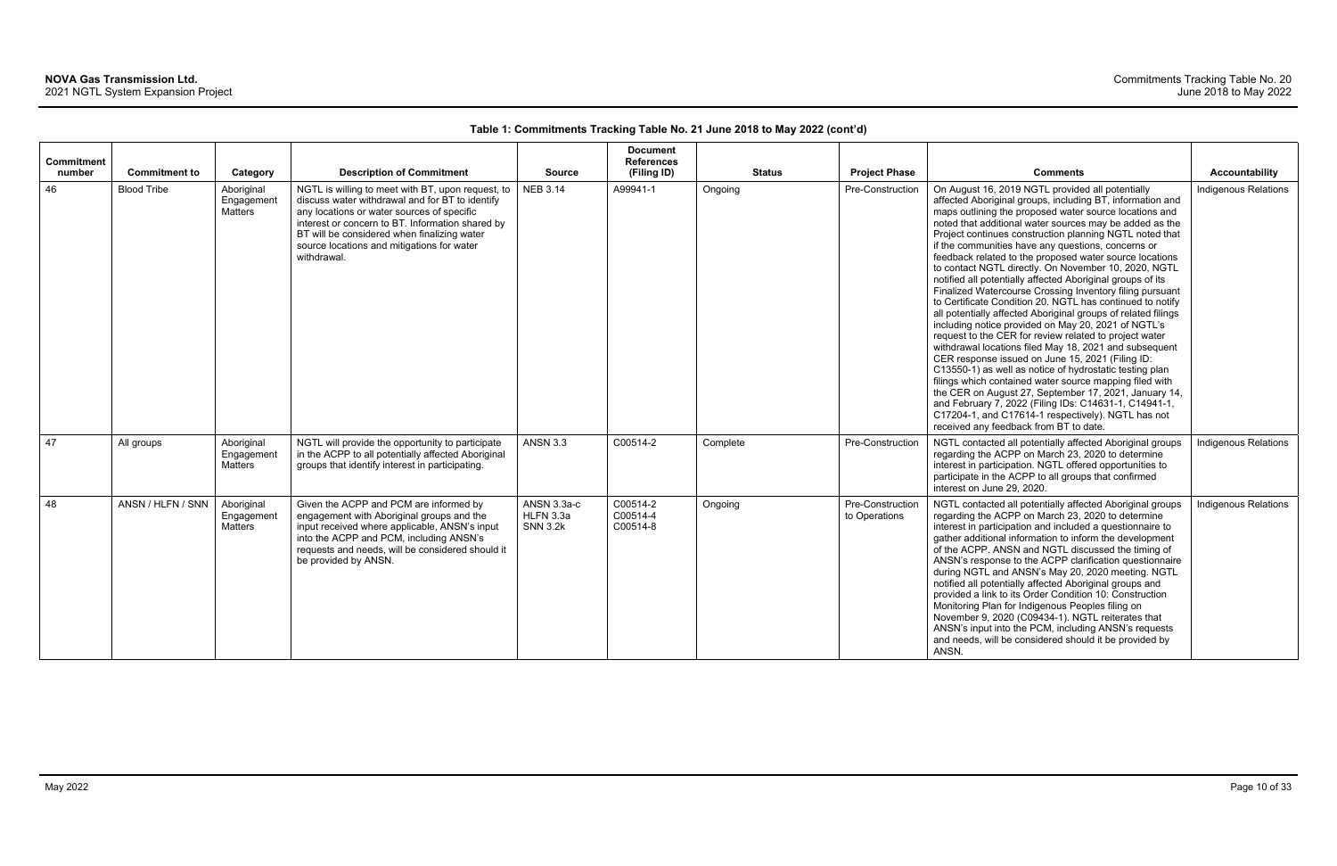**Table 1: Commitments Tracking Table No. 21 June 2018 to May 2022 (cont'd)**

| Commitment number | Commitment to | Category | Description of Commitment | Source | Document References (Filing ID) | Status | Project Phase | Comments | Accountability |
|---|---|---|---|---|---|---|---|---|---|
| 46 | Blood Tribe | Aboriginal Engagement Matters | NGTL is willing to meet with BT, upon request, to discuss water withdrawal and for BT to identify any locations or water sources of specific interest or concern to BT. Information shared by BT will be considered when finalizing water source locations and mitigations for water withdrawal. | NEB 3.14 | A99941-1 | Ongoing | Pre-Construction | On August 16, 2019 NGTL provided all potentially affected Aboriginal groups, including BT, information and maps outlining the proposed water source locations and noted that additional water sources may be added as the Project continues construction planning NGTL noted that if the communities have any questions, concerns or feedback related to the proposed water source locations to contact NGTL directly. On November 10, 2020, NGTL notified all potentially affected Aboriginal groups of its Finalized Watercourse Crossing Inventory filing pursuant to Certificate Condition 20. NGTL has continued to notify all potentially affected Aboriginal groups of related filings including notice provided on May 20, 2021 of NGTL's request to the CER for review related to project water withdrawal locations filed May 18, 2021 and subsequent CER response issued on June 15, 2021 (Filing ID: C13550-1) as well as notice of hydrostatic testing plan filings which contained water source mapping filed with the CER on August 27, September 17, 2021, January 14, and February 7, 2022 (Filing IDs: C14631-1, C14941-1, C17204-1, and C17614-1 respectively). NGTL has not received any feedback from BT to date. | Indigenous Relations |
| 47 | All groups | Aboriginal Engagement Matters | NGTL will provide the opportunity to participate in the ACPP to all potentially affected Aboriginal groups that identify interest in participating. | ANSN 3.3 | C00514-2 | Complete | Pre-Construction | NGTL contacted all potentially affected Aboriginal groups regarding the ACPP on March 23, 2020 to determine interest in participation. NGTL offered opportunities to participate in the ACPP to all groups that confirmed interest on June 29, 2020. | Indigenous Relations |
| 48 | ANSN / HLFN / SNN | Aboriginal Engagement Matters | Given the ACPP and PCM are informed by engagement with Aboriginal groups and the input received where applicable, ANSN's input into the ACPP and PCM, including ANSN's requests and needs, will be considered should it be provided by ANSN. | ANSN 3.3a-c<br>HLFN 3.3a<br>SNN 3.2k | C00514-2<br>C00514-4<br>C00514-8 | Ongoing | Pre-Construction to Operations | NGTL contacted all potentially affected Aboriginal groups regarding the ACPP on March 23, 2020 to determine interest in participation and included a questionnaire to gather additional information to inform the development of the ACPP. ANSN and NGTL discussed the timing of ANSN's response to the ACPP clarification questionnaire during NGTL and ANSN's May 20, 2020 meeting. NGTL notified all potentially affected Aboriginal groups and provided a link to its Order Condition 10: Construction Monitoring Plan for Indigenous Peoples filing on November 9, 2020 (C09434-1). NGTL reiterates that ANSN's input into the PCM, including ANSN's requests and needs, will be considered should it be provided by ANSN. | Indigenous Relations |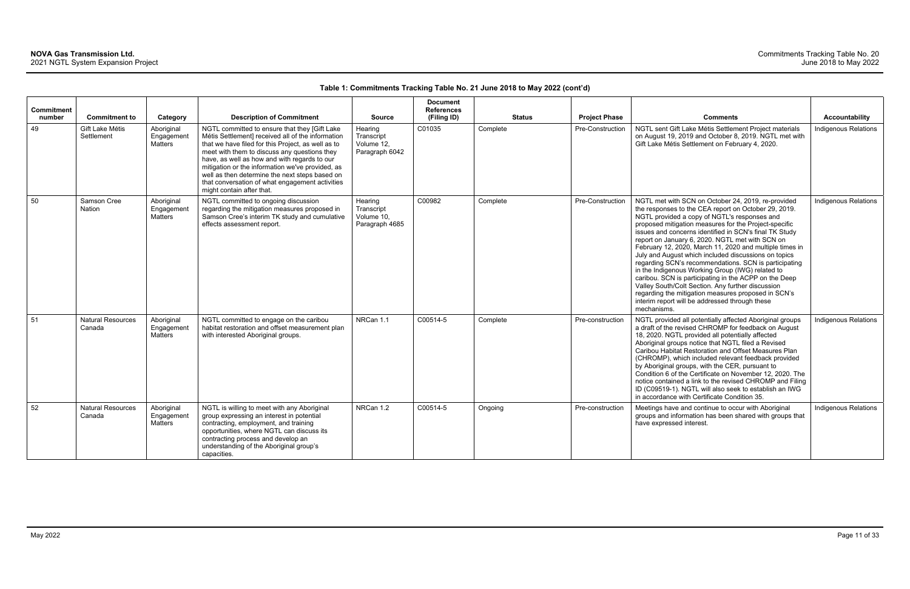**Table 1: Commitments Tracking Table No. 21 June 2018 to May 2022 (cont'd)**

| Commitment number | Commitment to | Category | Description of Commitment | Source | Document References (Filing ID) | Status | Project Phase | Comments | Accountability |
|---|---|---|---|---|---|---|---|---|---|
| 49 | Gift Lake Métis Settlement | Aboriginal Engagement Matters | NGTL committed to ensure that they [Gift Lake Métis Settlement] received all of the information that we have filed for this Project, as well as to meet with them to discuss any questions they have, as well as how and with regards to our mitigation or the information we've provided, as well as then determine the next steps based on that conversation of what engagement activities might contain after that. | Hearing Transcript Volume 12, Paragraph 6042 | C01035 | Complete | Pre-Construction | NGTL sent Gift Lake Métis Settlement Project materials on August 19, 2019 and October 8, 2019. NGTL met with Gift Lake Métis Settlement on February 4, 2020. | Indigenous Relations |
| 50 | Samson Cree Nation | Aboriginal Engagement Matters | NGTL committed to ongoing discussion regarding the mitigation measures proposed in Samson Cree's interim TK study and cumulative effects assessment report. | Hearing Transcript Volume 10, Paragraph 4685 | C00982 | Complete | Pre-Construction | NGTL met with SCN on October 24, 2019, re-provided the responses to the CEA report on October 29, 2019. NGTL provided a copy of NGTL's responses and proposed mitigation measures for the Project-specific issues and concerns identified in SCN's final TK Study report on January 6, 2020. NGTL met with SCN on February 12, 2020, March 11, 2020 and multiple times in July and August which included discussions on topics regarding SCN's recommendations. SCN is participating in the Indigenous Working Group (IWG) related to caribou. SCN is participating in the ACPP on the Deep Valley South/Colt Section. Any further discussion regarding the mitigation measures proposed in SCN's interim report will be addressed through these mechanisms. | Indigenous Relations |
| 51 | Natural Resources Canada | Aboriginal Engagement Matters | NGTL committed to engage on the caribou habitat restoration and offset measurement plan with interested Aboriginal groups. | NRCan 1.1 | C00514-5 | Complete | Pre-construction | NGTL provided all potentially affected Aboriginal groups a draft of the revised CHROMP for feedback on August 18, 2020. NGTL provided all potentially affected Aboriginal groups notice that NGTL filed a Revised Caribou Habitat Restoration and Offset Measures Plan (CHROMP), which included relevant feedback provided by Aboriginal groups, with the CER, pursuant to Condition 6 of the Certificate on November 12, 2020. The notice contained a link to the revised CHROMP and Filing ID (C09519-1). NGTL will also seek to establish an IWG in accordance with Certificate Condition 35. | Indigenous Relations |
| 52 | Natural Resources Canada | Aboriginal Engagement Matters | NGTL is willing to meet with any Aboriginal group expressing an interest in potential contracting, employment, and training opportunities, where NGTL can discuss its contracting process and develop an understanding of the Aboriginal group's capacities. | NRCan 1.2 | C00514-5 | Ongoing | Pre-construction | Meetings have and continue to occur with Aboriginal groups and information has been shared with groups that have expressed interest. | Indigenous Relations |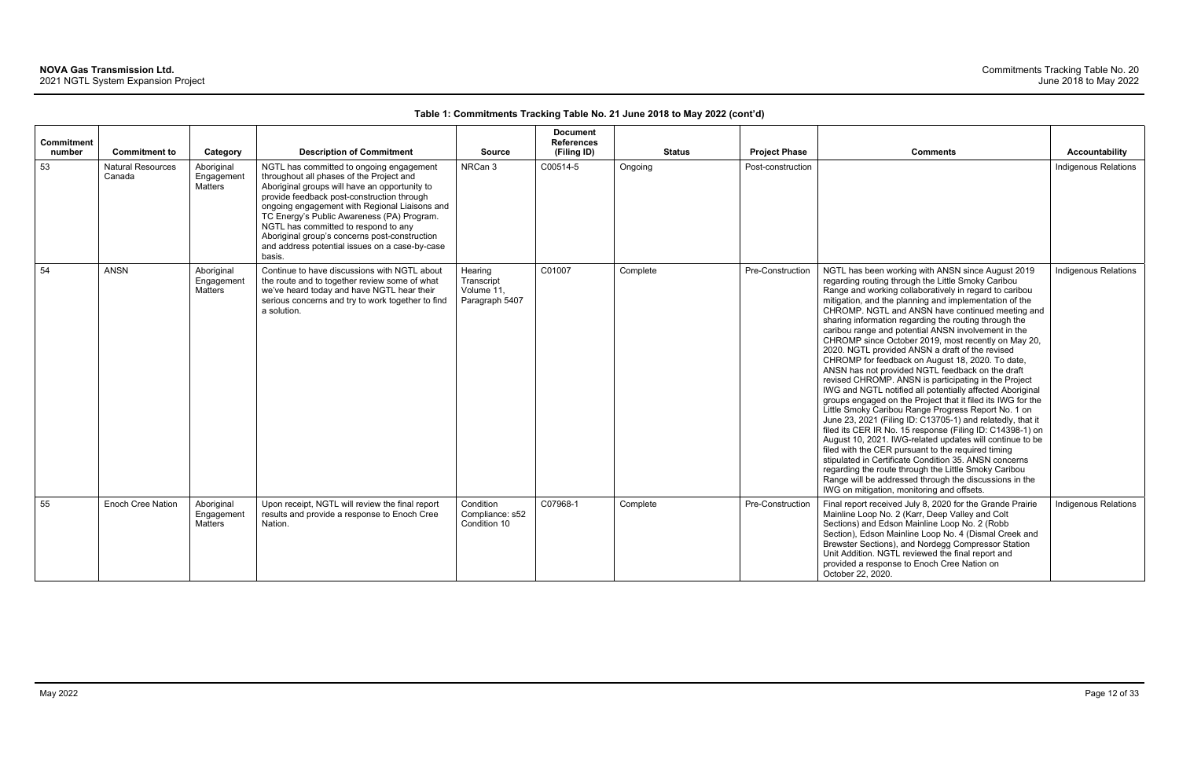**Table 1: Commitments Tracking Table No. 21 June 2018 to May 2022 (cont'd)**

| Commitment number | Commitment to | Category | Description of Commitment | Source | Document References (Filing ID) | Status | Project Phase | Comments | Accountability |
|---|---|---|---|---|---|---|---|---|---|
| 53 | Natural Resources Canada | Aboriginal Engagement Matters | NGTL has committed to ongoing engagement throughout all phases of the Project and Aboriginal groups will have an opportunity to provide feedback post-construction through ongoing engagement with Regional Liaisons and TC Energy's Public Awareness (PA) Program. NGTL has committed to respond to any Aboriginal group's concerns post-construction and address potential issues on a case-by-case basis. | NRCan 3 | C00514-5 | Ongoing | Post-construction | | Indigenous Relations |
| 54 | ANSN | Aboriginal Engagement Matters | Continue to have discussions with NGTL about the route and to together review some of what we've heard today and have NGTL hear their serious concerns and try to work together to find a solution. | Hearing Transcript Volume 11, Paragraph 5407 | C01007 | Complete | Pre-Construction | NGTL has been working with ANSN since August 2019 regarding routing through the Little Smoky Caribou Range and working collaboratively in regard to caribou mitigation, and the planning and implementation of the CHROMP. NGTL and ANSN have continued meeting and sharing information regarding the routing through the caribou range and potential ANSN involvement in the CHROMP since October 2019, most recently on May 20, 2020. NGTL provided ANSN a draft of the revised CHROMP for feedback on August 18, 2020. To date, ANSN has not provided NGTL feedback on the draft revised CHROMP. ANSN is participating in the Project IWG and NGTL notified all potentially affected Aboriginal groups engaged on the Project that it filed its IWG for the Little Smoky Caribou Range Progress Report No. 1 on June 23, 2021 (Filing ID: C13705-1) and relatedly, that it filed its CER IR No. 15 response (Filing ID: C14398-1) on August 10, 2021. IWG-related updates will continue to be filed with the CER pursuant to the required timing stipulated in Certificate Condition 35. ANSN concerns regarding the route through the Little Smoky Caribou Range will be addressed through the discussions in the IWG on mitigation, monitoring and offsets. | Indigenous Relations |
| 55 | Enoch Cree Nation | Aboriginal Engagement Matters | Upon receipt, NGTL will review the final report results and provide a response to Enoch Cree Nation. | Condition Compliance: s52 Condition 10 | C07968-1 | Complete | Pre-Construction | Final report received July 8, 2020 for the Grande Prairie Mainline Loop No. 2 (Karr, Deep Valley and Colt Sections) and Edson Mainline Loop No. 2 (Robb Section), Edson Mainline Loop No. 4 (Dismal Creek and Brewster Sections), and Nordegg Compressor Station Unit Addition. NGTL reviewed the final report and provided a response to Enoch Cree Nation on October 22, 2020. | Indigenous Relations |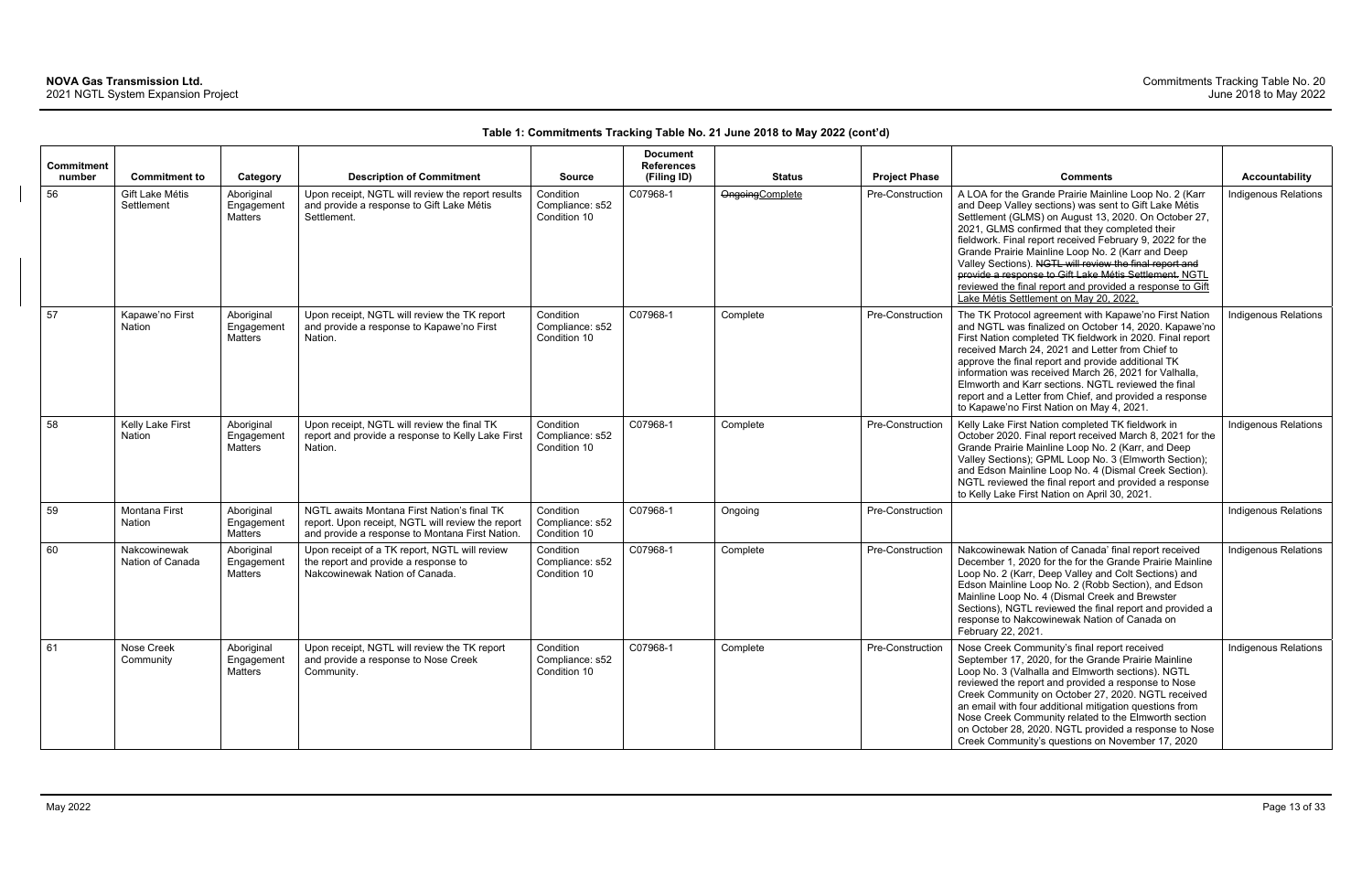**Table 1: Commitments Tracking Table No. 21 June 2018 to May 2022 (cont'd)**

| Commitment number | Commitment to | Category | Description of Commitment | Source | Document References (Filing ID) | Status | Project Phase | Comments | Accountability |
|---|---|---|---|---|---|---|---|---|---|
| 56 | Gift Lake Métis Settlement | Aboriginal Engagement Matters | Upon receipt, NGTL will review the report results and provide a response to Gift Lake Métis Settlement. | Condition Compliance: s52 Condition 10 | C07968-1 | ~~Ongoing~~Complete | Pre-Construction | A LOA for the Grande Prairie Mainline Loop No. 2 (Karr and Deep Valley sections) was sent to Gift Lake Métis Settlement (GLMS) on August 13, 2020. On October 27, 2021, GLMS confirmed that they completed their fieldwork. Final report received February 9, 2022 for the Grande Prairie Mainline Loop No. 2 (Karr and Deep Valley Sections). ~~NGTL will review the final report and provide a response to Gift Lake Métis Settlement.~~ NGTL reviewed the final report and provided a response to Gift Lake Métis Settlement on May 20, 2022. | Indigenous Relations |
| 57 | Kapawe'no First Nation | Aboriginal Engagement Matters | Upon receipt, NGTL will review the TK report and provide a response to Kapawe'no First Nation. | Condition Compliance: s52 Condition 10 | C07968-1 | Complete | Pre-Construction | The TK Protocol agreement with Kapawe'no First Nation and NGTL was finalized on October 14, 2020. Kapawe'no First Nation completed TK fieldwork in 2020. Final report received March 24, 2021 and Letter from Chief to approve the final report and provide additional TK information was received March 26, 2021 for Valhalla, Elmworth and Karr sections. NGTL reviewed the final report and a Letter from Chief, and provided a response to Kapawe'no First Nation on May 4, 2021. | Indigenous Relations |
| 58 | Kelly Lake First Nation | Aboriginal Engagement Matters | Upon receipt, NGTL will review the final TK report and provide a response to Kelly Lake First Nation. | Condition Compliance: s52 Condition 10 | C07968-1 | Complete | Pre-Construction | Kelly Lake First Nation completed TK fieldwork in October 2020. Final report received March 8, 2021 for the Grande Prairie Mainline Loop No. 2 (Karr, and Deep Valley Sections); GPML Loop No. 3 (Elmworth Section); and Edson Mainline Loop No. 4 (Dismal Creek Section). NGTL reviewed the final report and provided a response to Kelly Lake First Nation on April 30, 2021. | Indigenous Relations |
| 59 | Montana First Nation | Aboriginal Engagement Matters | NGTL awaits Montana First Nation's final TK report. Upon receipt, NGTL will review the report and provide a response to Montana First Nation. | Condition Compliance: s52 Condition 10 | C07968-1 | Ongoing | Pre-Construction | | Indigenous Relations |
| 60 | Nakcowinewak Nation of Canada | Aboriginal Engagement Matters | Upon receipt of a TK report, NGTL will review the report and provide a response to Nakcowinewak Nation of Canada. | Condition Compliance: s52 Condition 10 | C07968-1 | Complete | Pre-Construction | Nakcowinewak Nation of Canada' final report received December 1, 2020 for the for the Grande Prairie Mainline Loop No. 2 (Karr, Deep Valley and Colt Sections) and Edson Mainline Loop No. 2 (Robb Section), and Edson Mainline Loop No. 4 (Dismal Creek and Brewster Sections), NGTL reviewed the final report and provided a response to Nakcowinewak Nation of Canada on February 22, 2021. | Indigenous Relations |
| 61 | Nose Creek Community | Aboriginal Engagement Matters | Upon receipt, NGTL will review the TK report and provide a response to Nose Creek Community. | Condition Compliance: s52 Condition 10 | C07968-1 | Complete | Pre-Construction | Nose Creek Community's final report received September 17, 2020, for the Grande Prairie Mainline Loop No. 3 (Valhalla and Elmworth sections). NGTL reviewed the report and provided a response to Nose Creek Community on October 27, 2020. NGTL received an email with four additional mitigation questions from Nose Creek Community related to the Elmworth section on October 28, 2020. NGTL provided a response to Nose Creek Community's questions on November 17, 2020 | Indigenous Relations |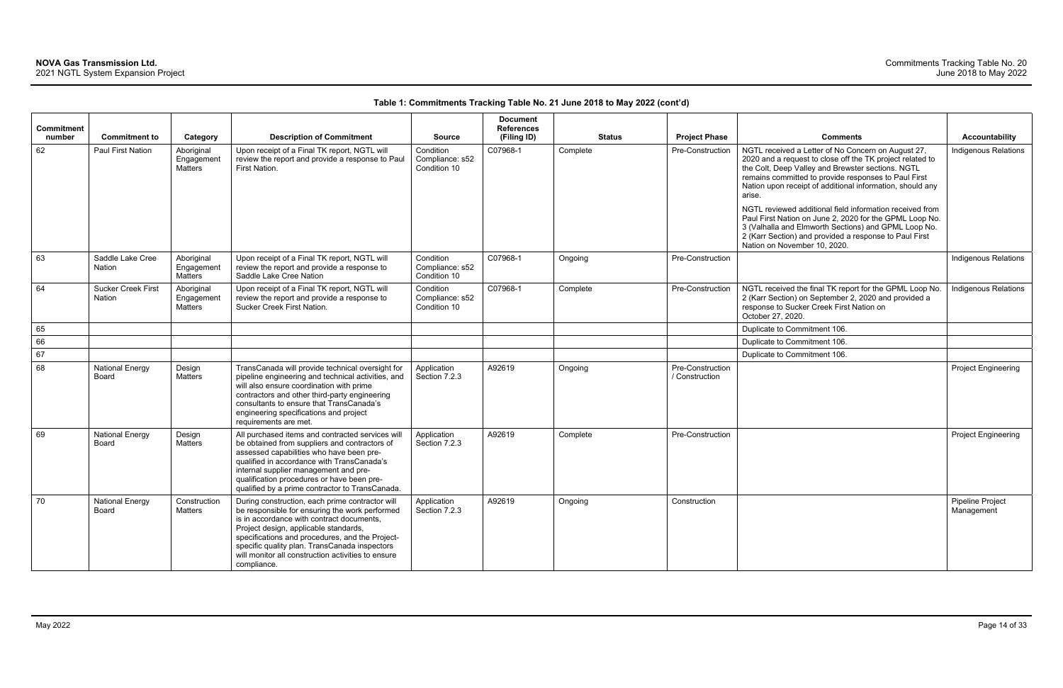**Table 1: Commitments Tracking Table No. 21 June 2018 to May 2022 (cont'd)**

| Commitment number | Commitment to | Category | Description of Commitment | Source | Document References (Filing ID) | Status | Project Phase | Comments | Accountability |
|---|---|---|---|---|---|---|---|---|---|
| 62 | Paul First Nation | Aboriginal Engagement Matters | Upon receipt of a Final TK report, NGTL will review the report and provide a response to Paul First Nation. | Condition Compliance: s52 Condition 10 | C07968-1 | Complete | Pre-Construction | NGTL received a Letter of No Concern on August 27, 2020 and a request to close off the TK project related to the Colt, Deep Valley and Brewster sections. NGTL remains committed to provide responses to Paul First Nation upon receipt of additional information, should any arise.<br><br>NGTL reviewed additional field information received from Paul First Nation on June 2, 2020 for the GPML Loop No. 3 (Valhalla and Elmworth Sections) and GPML Loop No. 2 (Karr Section) and provided a response to Paul First Nation on November 10, 2020. | Indigenous Relations |
| 63 | Saddle Lake Cree Nation | Aboriginal Engagement Matters | Upon receipt of a Final TK report, NGTL will review the report and provide a response to Saddle Lake Cree Nation | Condition Compliance: s52 Condition 10 | C07968-1 | Ongoing | Pre-Construction | | Indigenous Relations |
| 64 | Sucker Creek First Nation | Aboriginal Engagement Matters | Upon receipt of a Final TK report, NGTL will review the report and provide a response to Sucker Creek First Nation. | Condition Compliance: s52 Condition 10 | C07968-1 | Complete | Pre-Construction | NGTL received the final TK report for the GPML Loop No. 2 (Karr Section) on September 2, 2020 and provided a response to Sucker Creek First Nation on October 27, 2020. | Indigenous Relations |
| 65 | | | | | | | | Duplicate to Commitment 106. | |
| 66 | | | | | | | | Duplicate to Commitment 106. | |
| 67 | | | | | | | | Duplicate to Commitment 106. | |
| 68 | National Energy Board | Design Matters | TransCanada will provide technical oversight for pipeline engineering and technical activities, and will also ensure coordination with prime contractors and other third-party engineering consultants to ensure that TransCanada's engineering specifications and project requirements are met. | Application Section 7.2.3 | A92619 | Ongoing | Pre-Construction / Construction | | Project Engineering |
| 69 | National Energy Board | Design Matters | All purchased items and contracted services will be obtained from suppliers and contractors of assessed capabilities who have been pre-qualified in accordance with TransCanada's internal supplier management and pre-qualification procedures or have been pre-qualified by a prime contractor to TransCanada. | Application Section 7.2.3 | A92619 | Complete | Pre-Construction | | Project Engineering |
| 70 | National Energy Board | Construction Matters | During construction, each prime contractor will be responsible for ensuring the work performed is in accordance with contract documents, Project design, applicable standards, specifications and procedures, and the Project-specific quality plan. TransCanada inspectors will monitor all construction activities to ensure compliance. | Application Section 7.2.3 | A92619 | Ongoing | Construction | | Pipeline Project Management |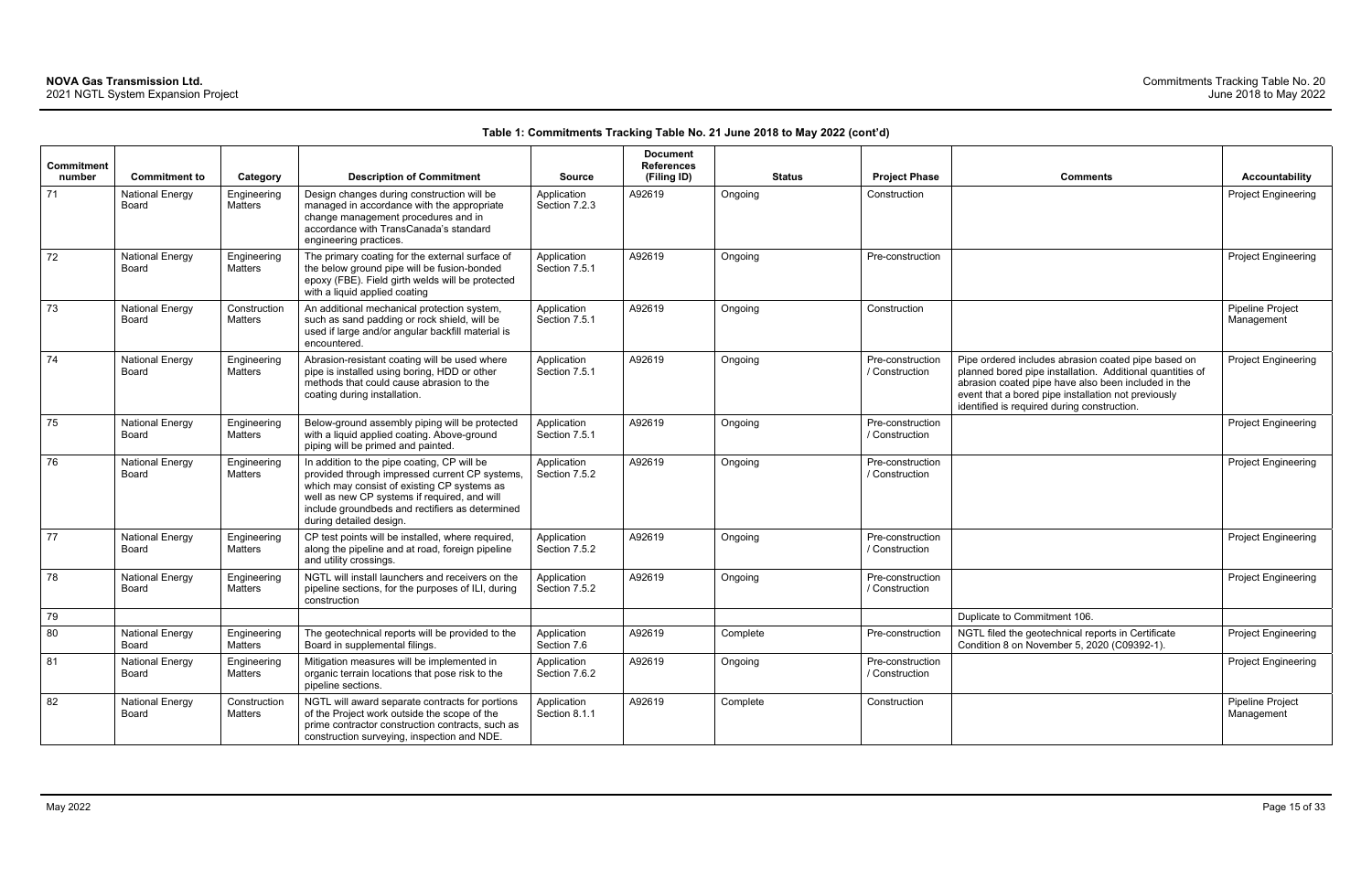**Table 1: Commitments Tracking Table No. 21 June 2018 to May 2022 (cont'd)**

| Commitment number | Commitment to | Category | Description of Commitment | Source | Document References (Filing ID) | Status | Project Phase | Comments | Accountability |
|---|---|---|---|---|---|---|---|---|---|
| 71 | National Energy Board | Engineering Matters | Design changes during construction will be managed in accordance with the appropriate change management procedures and in accordance with TransCanada's standard engineering practices. | Application Section 7.2.3 | A92619 | Ongoing | Construction | | Project Engineering |
| 72 | National Energy Board | Engineering Matters | The primary coating for the external surface of the below ground pipe will be fusion-bonded epoxy (FBE). Field girth welds will be protected with a liquid applied coating | Application Section 7.5.1 | A92619 | Ongoing | Pre-construction | | Project Engineering |
| 73 | National Energy Board | Construction Matters | An additional mechanical protection system, such as sand padding or rock shield, will be used if large and/or angular backfill material is encountered. | Application Section 7.5.1 | A92619 | Ongoing | Construction | | Pipeline Project Management |
| 74 | National Energy Board | Engineering Matters | Abrasion-resistant coating will be used where pipe is installed using boring, HDD or other methods that could cause abrasion to the coating during installation. | Application Section 7.5.1 | A92619 | Ongoing | Pre-construction / Construction | Pipe ordered includes abrasion coated pipe based on planned bored pipe installation. Additional quantities of abrasion coated pipe have also been included in the event that a bored pipe installation not previously identified is required during construction. | Project Engineering |
| 75 | National Energy Board | Engineering Matters | Below-ground assembly piping will be protected with a liquid applied coating. Above-ground piping will be primed and painted. | Application Section 7.5.1 | A92619 | Ongoing | Pre-construction / Construction | | Project Engineering |
| 76 | National Energy Board | Engineering Matters | In addition to the pipe coating, CP will be provided through impressed current CP systems, which may consist of existing CP systems as well as new CP systems if required, and will include groundbeds and rectifiers as determined during detailed design. | Application Section 7.5.2 | A92619 | Ongoing | Pre-construction / Construction | | Project Engineering |
| 77 | National Energy Board | Engineering Matters | CP test points will be installed, where required, along the pipeline and at road, foreign pipeline and utility crossings. | Application Section 7.5.2 | A92619 | Ongoing | Pre-construction / Construction | | Project Engineering |
| 78 | National Energy Board | Engineering Matters | NGTL will install launchers and receivers on the pipeline sections, for the purposes of ILI, during construction | Application Section 7.5.2 | A92619 | Ongoing | Pre-construction / Construction | | Project Engineering |
| 79 | | | | | | | | Duplicate to Commitment 106. | |
| 80 | National Energy Board | Engineering Matters | The geotechnical reports will be provided to the Board in supplemental filings. | Application Section 7.6 | A92619 | Complete | Pre-construction | NGTL filed the geotechnical reports in Certificate Condition 8 on November 5, 2020 (C09392-1). | Project Engineering |
| 81 | National Energy Board | Engineering Matters | Mitigation measures will be implemented in organic terrain locations that pose risk to the pipeline sections. | Application Section 7.6.2 | A92619 | Ongoing | Pre-construction / Construction | | Project Engineering |
| 82 | National Energy Board | Construction Matters | NGTL will award separate contracts for portions of the Project work outside the scope of the prime contractor construction contracts, such as construction surveying, inspection and NDE. | Application Section 8.1.1 | A92619 | Complete | Construction | | Pipeline Project Management |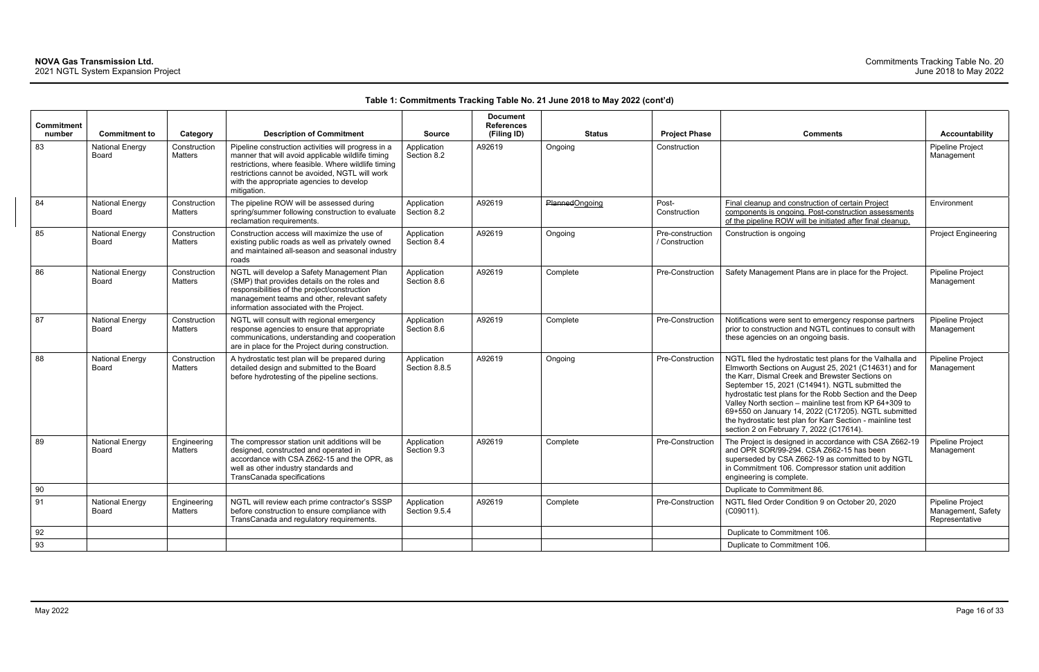**Table 1: Commitments Tracking Table No. 21 June 2018 to May 2022 (cont'd)**

| Commitment number | Commitment to | Category | Description of Commitment | Source | Document References (Filing ID) | Status | Project Phase | Comments | Accountability |
|---|---|---|---|---|---|---|---|---|---|
| 83 | National Energy Board | Construction Matters | Pipeline construction activities will progress in a manner that will avoid applicable wildlife timing restrictions, where feasible. Where wildlife timing restrictions cannot be avoided, NGTL will work with the appropriate agencies to develop mitigation. | Application Section 8.2 | A92619 | Ongoing | Construction | | Pipeline Project Management |
| 84 | National Energy Board | Construction Matters | The pipeline ROW will be assessed during spring/summer following construction to evaluate reclamation requirements. | Application Section 8.2 | A92619 | ~~Planned~~Ongoing | Post-Construction | Final cleanup and construction of certain Project components is ongoing. Post-construction assessments of the pipeline ROW will be initiated after final cleanup. | Environment |
| 85 | National Energy Board | Construction Matters | Construction access will maximize the use of existing public roads as well as privately owned and maintained all-season and seasonal industry roads | Application Section 8.4 | A92619 | Ongoing | Pre-construction / Construction | Construction is ongoing | Project Engineering |
| 86 | National Energy Board | Construction Matters | NGTL will develop a Safety Management Plan (SMP) that provides details on the roles and responsibilities of the project/construction management teams and other, relevant safety information associated with the Project. | Application Section 8.6 | A92619 | Complete | Pre-Construction | Safety Management Plans are in place for the Project. | Pipeline Project Management |
| 87 | National Energy Board | Construction Matters | NGTL will consult with regional emergency response agencies to ensure that appropriate communications, understanding and cooperation are in place for the Project during construction. | Application Section 8.6 | A92619 | Complete | Pre-Construction | Notifications were sent to emergency response partners prior to construction and NGTL continues to consult with these agencies on an ongoing basis. | Pipeline Project Management |
| 88 | National Energy Board | Construction Matters | A hydrostatic test plan will be prepared during detailed design and submitted to the Board before hydrotesting of the pipeline sections. | Application Section 8.8.5 | A92619 | Ongoing | Pre-Construction | NGTL filed the hydrostatic test plans for the Valhalla and Elmworth Sections on August 25, 2021 (C14631) and for the Karr, Dismal Creek and Brewster Sections on September 15, 2021 (C14941). NGTL submitted the hydrostatic test plans for the Robb Section and the Deep Valley North section – mainline test from KP 64+309 to 69+550 on January 14, 2022 (C17205). NGTL submitted the hydrostatic test plan for Karr Section - mainline test section 2 on February 7, 2022 (C17614). | Pipeline Project Management |
| 89 | National Energy Board | Engineering Matters | The compressor station unit additions will be designed, constructed and operated in accordance with CSA Z662-15 and the OPR, as well as other industry standards and TransCanada specifications | Application Section 9.3 | A92619 | Complete | Pre-Construction | The Project is designed in accordance with CSA Z662-19 and OPR SOR/99-294. CSA Z662-15 has been superseded by CSA Z662-19 as committed to by NGTL in Commitment 106. Compressor station unit addition engineering is complete. | Pipeline Project Management |
| 90 | | | | | | | | Duplicate to Commitment 86. | |
| 91 | National Energy Board | Engineering Matters | NGTL will review each prime contractor's SSSP before construction to ensure compliance with TransCanada and regulatory requirements. | Application Section 9.5.4 | A92619 | Complete | Pre-Construction | NGTL filed Order Condition 9 on October 20, 2020 (C09011). | Pipeline Project Management, Safety Representative |
| 92 | | | | | | | | Duplicate to Commitment 106. | |
| 93 | | | | | | | | Duplicate to Commitment 106. | |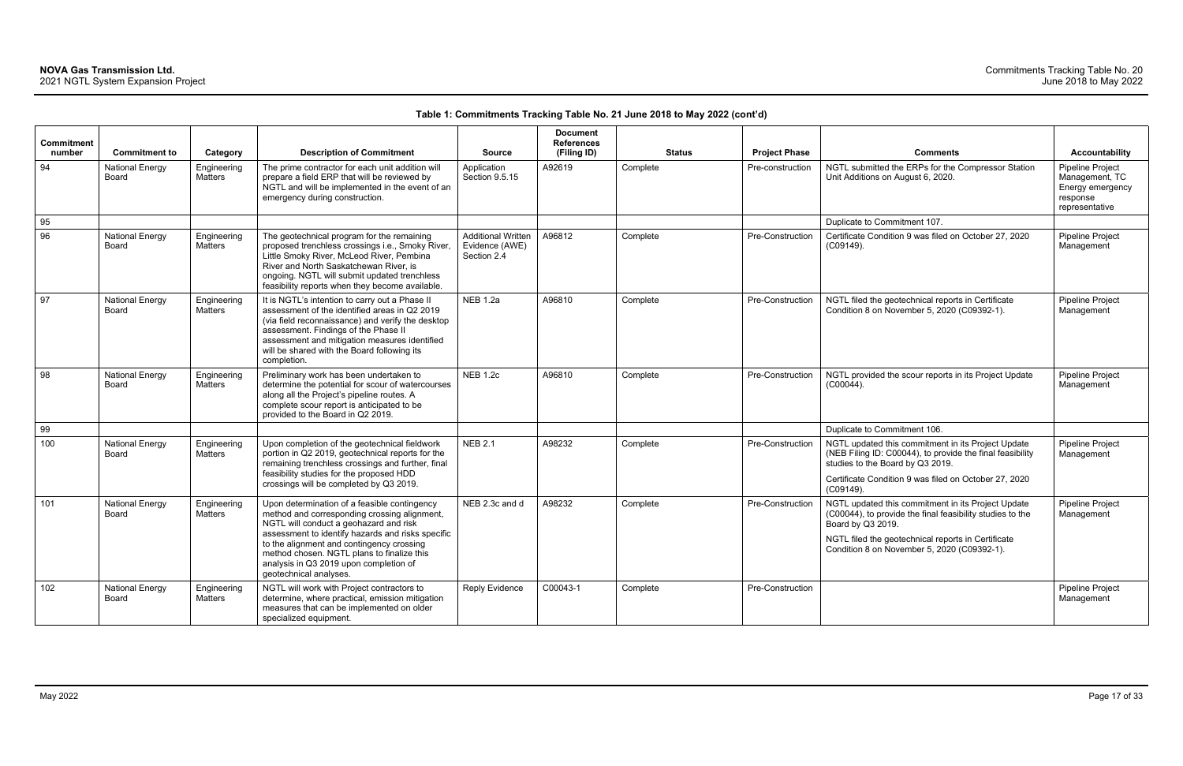**Table 1: Commitments Tracking Table No. 21 June 2018 to May 2022 (cont'd)**

| Commitment number | Commitment to | Category | Description of Commitment | Source | Document References (Filing ID) | Status | Project Phase | Comments | Accountability |
|---|---|---|---|---|---|---|---|---|---|
| 94 | National Energy Board | Engineering Matters | The prime contractor for each unit addition will prepare a field ERP that will be reviewed by NGTL and will be implemented in the event of an emergency during construction. | Application Section 9.5.15 | A92619 | Complete | Pre-construction | NGTL submitted the ERPs for the Compressor Station Unit Additions on August 6, 2020. | Pipeline Project Management, TC Energy emergency response representative |
| 95 | | | | | | | | Duplicate to Commitment 107. | |
| 96 | National Energy Board | Engineering Matters | The geotechnical program for the remaining proposed trenchless crossings i.e., Smoky River, Little Smoky River, McLeod River, Pembina River and North Saskatchewan River, is ongoing. NGTL will submit updated trenchless feasibility reports when they become available. | Additional Written Evidence (AWE) Section 2.4 | A96812 | Complete | Pre-Construction | Certificate Condition 9 was filed on October 27, 2020 (C09149). | Pipeline Project Management |
| 97 | National Energy Board | Engineering Matters | It is NGTL's intention to carry out a Phase II assessment of the identified areas in Q2 2019 (via field reconnaissance) and verify the desktop assessment. Findings of the Phase II assessment and mitigation measures identified will be shared with the Board following its completion. | NEB 1.2a | A96810 | Complete | Pre-Construction | NGTL filed the geotechnical reports in Certificate Condition 8 on November 5, 2020 (C09392-1). | Pipeline Project Management |
| 98 | National Energy Board | Engineering Matters | Preliminary work has been undertaken to determine the potential for scour of watercourses along all the Project's pipeline routes. A complete scour report is anticipated to be provided to the Board in Q2 2019. | NEB 1.2c | A96810 | Complete | Pre-Construction | NGTL provided the scour reports in its Project Update (C00044). | Pipeline Project Management |
| 99 | | | | | | | | Duplicate to Commitment 106. | |
| 100 | National Energy Board | Engineering Matters | Upon completion of the geotechnical fieldwork portion in Q2 2019, geotechnical reports for the remaining trenchless crossings and further, final feasibility studies for the proposed HDD crossings will be completed by Q3 2019. | NEB 2.1 | A98232 | Complete | Pre-Construction | NGTL updated this commitment in its Project Update (NEB Filing ID: C00044), to provide the final feasibility studies to the Board by Q3 2019.<br><br>Certificate Condition 9 was filed on October 27, 2020 (C09149). | Pipeline Project Management |
| 101 | National Energy Board | Engineering Matters | Upon determination of a feasible contingency method and corresponding crossing alignment, NGTL will conduct a geohazard and risk assessment to identify hazards and risks specific to the alignment and contingency crossing method chosen. NGTL plans to finalize this analysis in Q3 2019 upon completion of geotechnical analyses. | NEB 2.3c and d | A98232 | Complete | Pre-Construction | NGTL updated this commitment in its Project Update (C00044), to provide the final feasibility studies to the Board by Q3 2019.<br><br>NGTL filed the geotechnical reports in Certificate Condition 8 on November 5, 2020 (C09392-1). | Pipeline Project Management |
| 102 | National Energy Board | Engineering Matters | NGTL will work with Project contractors to determine, where practical, emission mitigation measures that can be implemented on older specialized equipment. | Reply Evidence | C00043-1 | Complete | Pre-Construction | | Pipeline Project Management |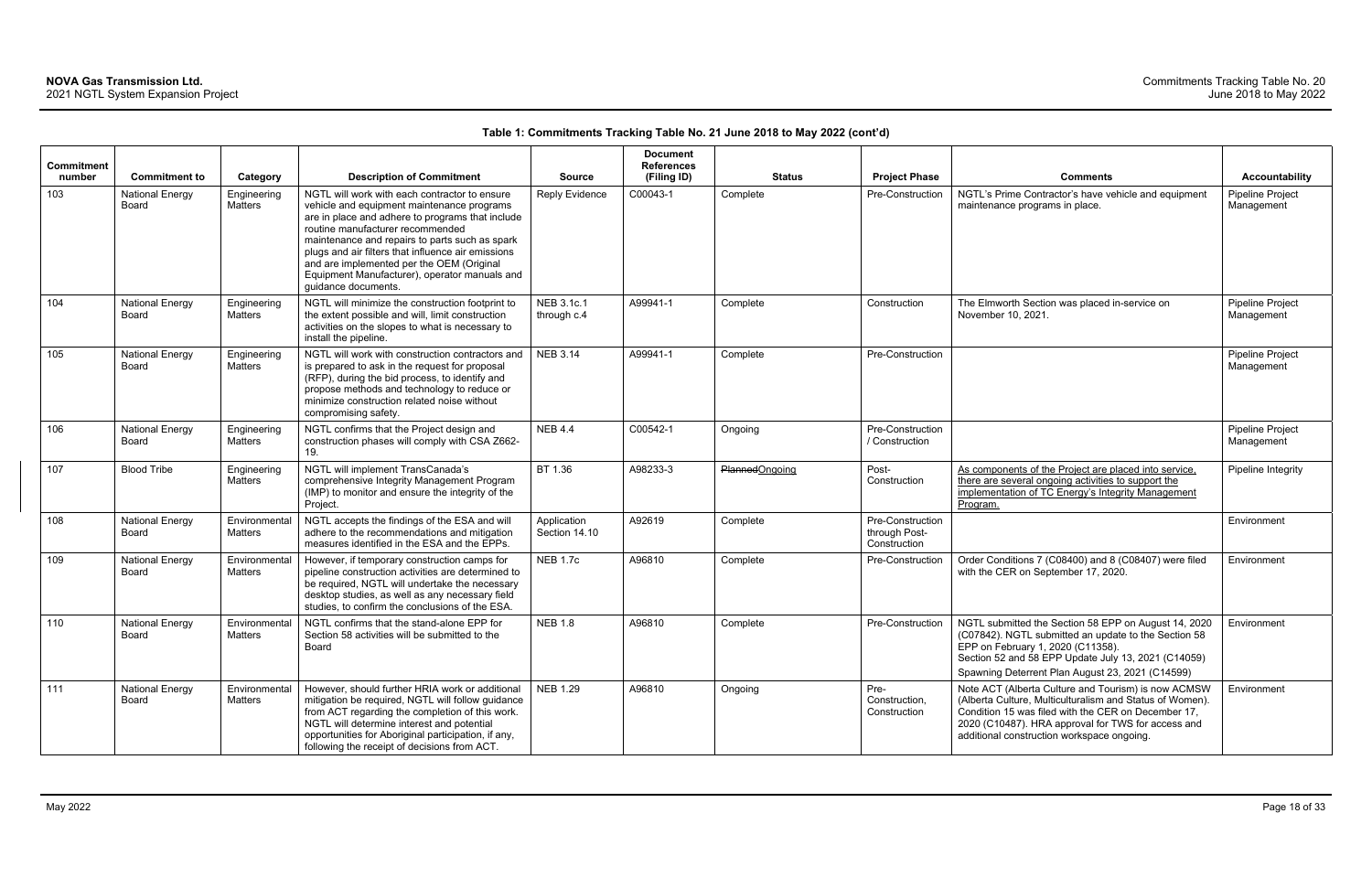**Table 1: Commitments Tracking Table No. 21 June 2018 to May 2022 (cont'd)**

| Commitment number | Commitment to | Category | Description of Commitment | Source | Document References (Filing ID) | Status | Project Phase | Comments | Accountability |
|---|---|---|---|---|---|---|---|---|---|
| 103 | National Energy Board | Engineering Matters | NGTL will work with each contractor to ensure vehicle and equipment maintenance programs are in place and adhere to programs that include routine manufacturer recommended maintenance and repairs to parts such as spark plugs and air filters that influence air emissions and are implemented per the OEM (Original Equipment Manufacturer), operator manuals and guidance documents. | Reply Evidence | C00043-1 | Complete | Pre-Construction | NGTL's Prime Contractor's have vehicle and equipment maintenance programs in place. | Pipeline Project Management |
| 104 | National Energy Board | Engineering Matters | NGTL will minimize the construction footprint to the extent possible and will, limit construction activities on the slopes to what is necessary to install the pipeline. | NEB 3.1c.1 through c.4 | A99941-1 | Complete | Construction | The Elmworth Section was placed in-service on November 10, 2021. | Pipeline Project Management |
| 105 | National Energy Board | Engineering Matters | NGTL will work with construction contractors and is prepared to ask in the request for proposal (RFP), during the bid process, to identify and propose methods and technology to reduce or minimize construction related noise without compromising safety. | NEB 3.14 | A99941-1 | Complete | Pre-Construction | | Pipeline Project Management |
| 106 | National Energy Board | Engineering Matters | NGTL confirms that the Project design and construction phases will comply with CSA Z662-19. | NEB 4.4 | C00542-1 | Ongoing | Pre-Construction / Construction | | Pipeline Project Management |
| 107 | Blood Tribe | Engineering Matters | NGTL will implement TransCanada's comprehensive Integrity Management Program (IMP) to monitor and ensure the integrity of the Project. | BT 1.36 | A98233-3 | ~~Planned~~Ongoing | Post-Construction | As components of the Project are placed into service, there are several ongoing activities to support the implementation of TC Energy's Integrity Management Program. | Pipeline Integrity |
| 108 | National Energy Board | Environmental Matters | NGTL accepts the findings of the ESA and will adhere to the recommendations and mitigation measures identified in the ESA and the EPPs. | Application Section 14.10 | A92619 | Complete | Pre-Construction through Post-Construction | | Environment |
| 109 | National Energy Board | Environmental Matters | However, if temporary construction camps for pipeline construction activities are determined to be required, NGTL will undertake the necessary desktop studies, as well as any necessary field studies, to confirm the conclusions of the ESA. | NEB 1.7c | A96810 | Complete | Pre-Construction | Order Conditions 7 (C08400) and 8 (C08407) were filed with the CER on September 17, 2020. | Environment |
| 110 | National Energy Board | Environmental Matters | NGTL confirms that the stand-alone EPP for Section 58 activities will be submitted to the Board | NEB 1.8 | A96810 | Complete | Pre-Construction | NGTL submitted the Section 58 EPP on August 14, 2020 (C07842). NGTL submitted an update to the Section 58 EPP on February 1, 2020 (C11358).<br>Section 52 and 58 EPP Update July 13, 2021 (C14059)<br>Spawning Deterrent Plan August 23, 2021 (C14599) | Environment |
| 111 | National Energy Board | Environmental Matters | However, should further HRIA work or additional mitigation be required, NGTL will follow guidance from ACT regarding the completion of this work. NGTL will determine interest and potential opportunities for Aboriginal participation, if any, following the receipt of decisions from ACT. | NEB 1.29 | A96810 | Ongoing | Pre-Construction, Construction | Note ACT (Alberta Culture and Tourism) is now ACMSW (Alberta Culture, Multiculturalism and Status of Women). Condition 15 was filed with the CER on December 17, 2020 (C10487). HRA approval for TWS for access and additional construction workspace ongoing. | Environment |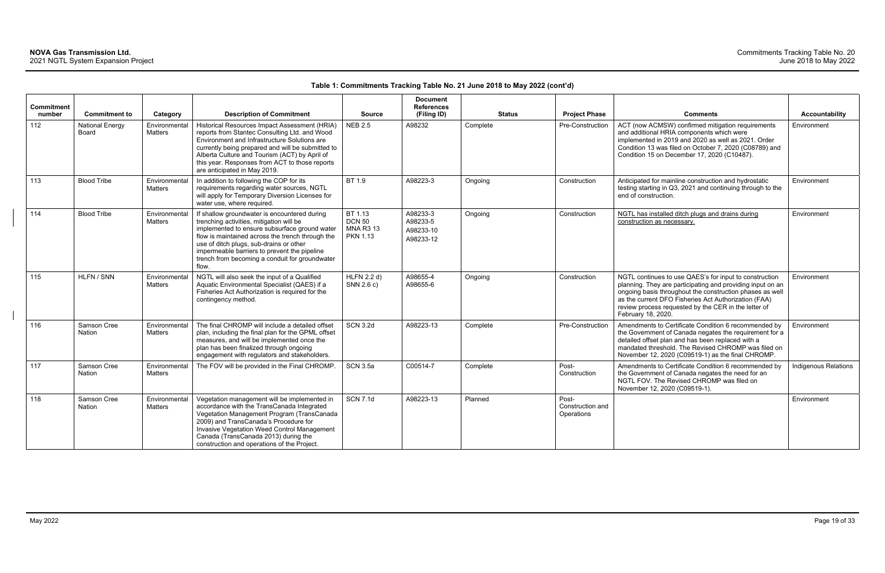**Table 1: Commitments Tracking Table No. 21 June 2018 to May 2022 (cont'd)**

| Commitment number | Commitment to | Category | Description of Commitment | Source | Document References (Filing ID) | Status | Project Phase | Comments | Accountability |
|---|---|---|---|---|---|---|---|---|---|
| 112 | National Energy Board | Environmental Matters | Historical Resources Impact Assessment (HRIA) reports from Stantec Consulting Ltd. and Wood Environment and Infrastructure Solutions are currently being prepared and will be submitted to Alberta Culture and Tourism (ACT) by April of this year. Responses from ACT to those reports are anticipated in May 2019. | NEB 2.5 | A98232 | Complete | Pre-Construction | ACT (now ACMSW) confirmed mitigation requirements and additional HRIA components which were implemented in 2019 and 2020 as well as 2021. Order Condition 13 was filed on October 7, 2020 (C08789) and Condition 15 on December 17, 2020 (C10487). | Environment |
| 113 | Blood Tribe | Environmental Matters | In addition to following the COP for its requirements regarding water sources, NGTL will apply for Temporary Diversion Licenses for water use, where required. | BT 1.9 | A98223-3 | Ongoing | Construction | Anticipated for mainline construction and hydrostatic testing starting in Q3, 2021 and continuing through to the end of construction. | Environment |
| 114 | Blood Tribe | Environmental Matters | If shallow groundwater is encountered during trenching activities, mitigation will be implemented to ensure subsurface ground water flow is maintained across the trench through the use of ditch plugs, sub-drains or other impermeable barriers to prevent the pipeline trench from becoming a conduit for groundwater flow. | BT 1.13<br>DCN 50<br>MNA R3 13<br>PKN 1.13 | A98233-3<br>A98233-5<br>A98233-10<br>A98233-12 | Ongoing | Construction | NGTL has installed ditch plugs and drains during construction as necessary. | Environment |
| 115 | HLFN / SNN | Environmental Matters | NGTL will also seek the input of a Qualified Aquatic Environmental Specialist (QAES) if a Fisheries Act Authorization is required for the contingency method. | HLFN 2.2 d)<br>SNN 2.6 c) | A98655-4<br>A98655-6 | Ongoing | Construction | NGTL continues to use QAES's for input to construction planning. They are participating and providing input on an ongoing basis throughout the construction phases as well as the current DFO Fisheries Act Authorization (FAA) review process requested by the CER in the letter of February 18, 2020. | Environment |
| 116 | Samson Cree Nation | Environmental Matters | The final CHROMP will include a detailed offset plan, including the final plan for the GPML offset measures, and will be implemented once the plan has been finalized through ongoing engagement with regulators and stakeholders. | SCN 3.2d | A98223-13 | Complete | Pre-Construction | Amendments to Certificate Condition 6 recommended by the Government of Canada negates the requirement for a detailed offset plan and has been replaced with a mandated threshold. The Revised CHROMP was filed on November 12, 2020 (C09519-1) as the final CHROMP. | Environment |
| 117 | Samson Cree Nation | Environmental Matters | The FOV will be provided in the Final CHROMP. | SCN 3.5a | C00514-7 | Complete | Post-Construction | Amendments to Certificate Condition 6 recommended by the Government of Canada negates the need for an NGTL FOV. The Revised CHROMP was filed on November 12, 2020 (C09519-1). | Indigenous Relations |
| 118 | Samson Cree Nation | Environmental Matters | Vegetation management will be implemented in accordance with the TransCanada Integrated Vegetation Management Program (TransCanada 2009) and TransCanada's Procedure for Invasive Vegetation Weed Control Management Canada (TransCanada 2013) during the construction and operations of the Project. | SCN 7.1d | A98223-13 | Planned | Post-Construction and Operations | | Environment |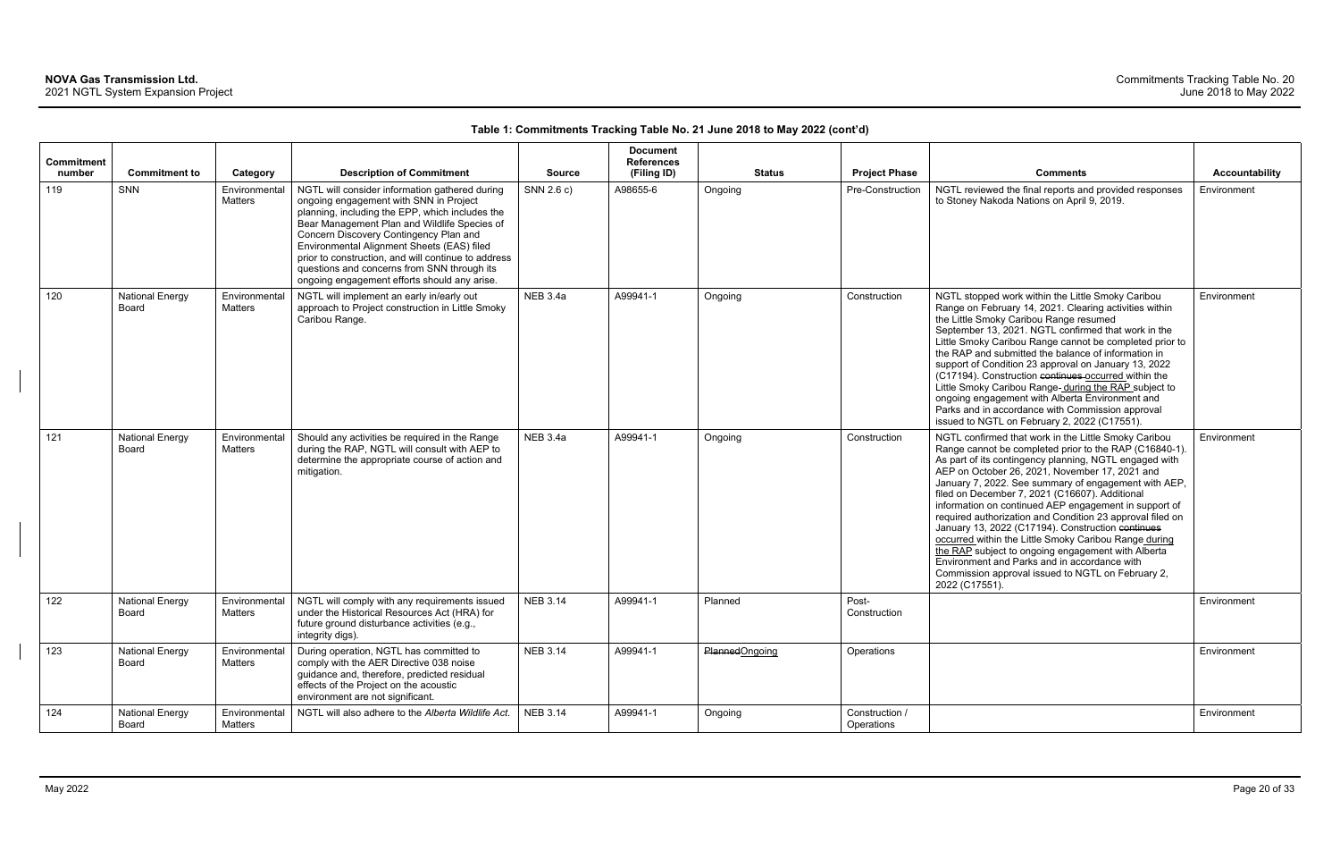**Table 1: Commitments Tracking Table No. 21 June 2018 to May 2022 (cont'd)**

| Commitment number | Commitment to | Category | Description of Commitment | Source | Document References (Filing ID) | Status | Project Phase | Comments | Accountability |
|---|---|---|---|---|---|---|---|---|---|
| 119 | SNN | Environmental Matters | NGTL will consider information gathered during ongoing engagement with SNN in Project planning, including the EPP, which includes the Bear Management Plan and Wildlife Species of Concern Discovery Contingency Plan and Environmental Alignment Sheets (EAS) filed prior to construction, and will continue to address questions and concerns from SNN through its ongoing engagement efforts should any arise. | SNN 2.6 c) | A98655-6 | Ongoing | Pre-Construction | NGTL reviewed the final reports and provided responses to Stoney Nakoda Nations on April 9, 2019. | Environment |
| 120 | National Energy Board | Environmental Matters | NGTL will implement an early in/early out approach to Project construction in Little Smoky Caribou Range. | NEB 3.4a | A99941-1 | Ongoing | Construction | NGTL stopped work within the Little Smoky Caribou Range on February 14, 2021. Clearing activities within the Little Smoky Caribou Range resumed September 13, 2021. NGTL confirmed that work in the Little Smoky Caribou Range cannot be completed prior to the RAP and submitted the balance of information in support of Condition 23 approval on January 13, 2022 (C17194). Construction ~~continues~~ occurred within the Little Smoky Caribou Range during the RAP subject to ongoing engagement with Alberta Environment and Parks and in accordance with Commission approval issued to NGTL on February 2, 2022 (C17551). | Environment |
| 121 | National Energy Board | Environmental Matters | Should any activities be required in the Range during the RAP, NGTL will consult with AEP to determine the appropriate course of action and mitigation. | NEB 3.4a | A99941-1 | Ongoing | Construction | NGTL confirmed that work in the Little Smoky Caribou Range cannot be completed prior to the RAP (C16840-1). As part of its contingency planning, NGTL engaged with AEP on October 26, 2021, November 17, 2021 and January 7, 2022. See summary of engagement with AEP, filed on December 7, 2021 (C16607). Additional information on continued AEP engagement in support of required authorization and Condition 23 approval filed on January 13, 2022 (C17194). Construction ~~continues~~ occurred within the Little Smoky Caribou Range during the RAP subject to ongoing engagement with Alberta Environment and Parks and in accordance with Commission approval issued to NGTL on February 2, 2022 (C17551). | Environment |
| 122 | National Energy Board | Environmental Matters | NGTL will comply with any requirements issued under the Historical Resources Act (HRA) for future ground disturbance activities (e.g., integrity digs). | NEB 3.14 | A99941-1 | Planned | Post-Construction | | Environment |
| 123 | National Energy Board | Environmental Matters | During operation, NGTL has committed to comply with the AER Directive 038 noise guidance and, therefore, predicted residual effects of the Project on the acoustic environment are not significant. | NEB 3.14 | A99941-1 | ~~Planned~~ Ongoing | Operations | | Environment |
| 124 | National Energy Board | Environmental Matters | NGTL will also adhere to the *Alberta Wildlife Act*. | NEB 3.14 | A99941-1 | Ongoing | Construction / Operations | | Environment |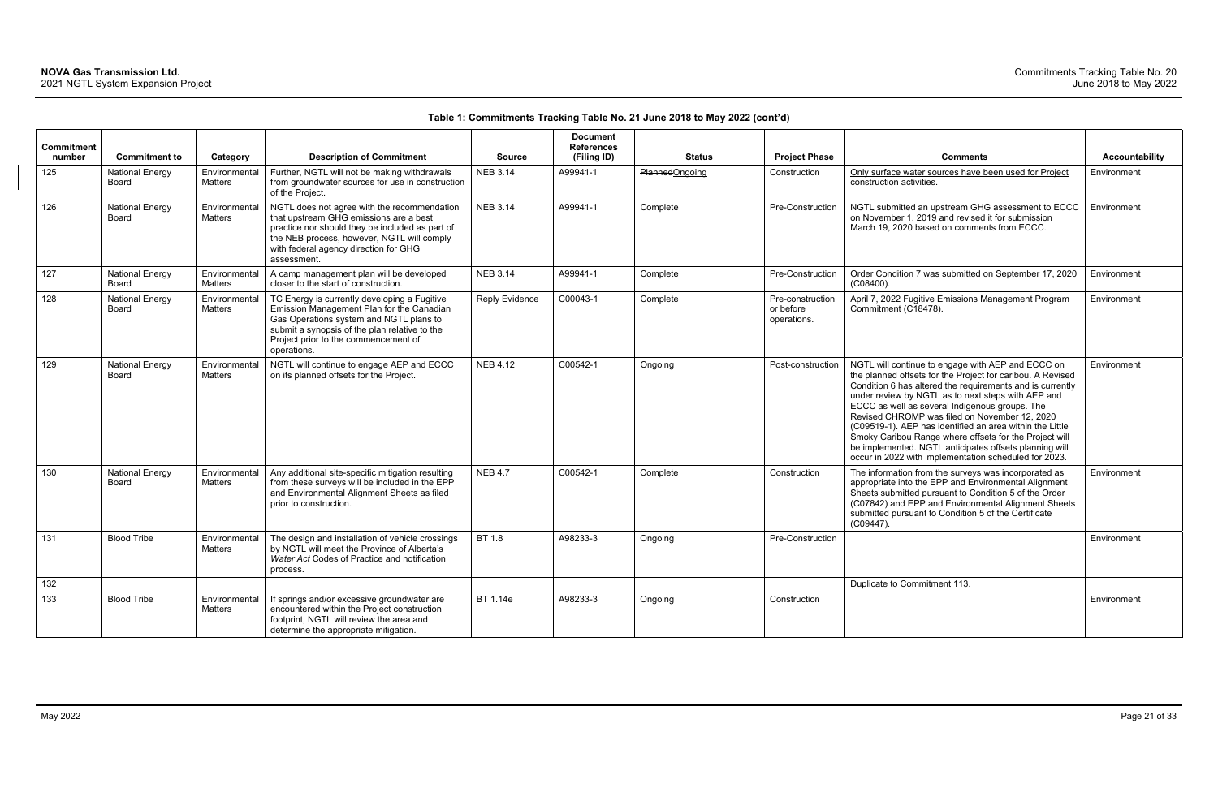**Table 1: Commitments Tracking Table No. 21 June 2018 to May 2022 (cont'd)**

| Commitment number | Commitment to | Category | Description of Commitment | Source | Document References (Filing ID) | Status | Project Phase | Comments | Accountability |
|---|---|---|---|---|---|---|---|---|---|
| 125 | National Energy Board | Environmental Matters | Further, NGTL will not be making withdrawals from groundwater sources for use in construction of the Project. | NEB 3.14 | A99941-1 | ~~Planned~~Ongoing | Construction | Only surface water sources have been used for Project construction activities. | Environment |
| 126 | National Energy Board | Environmental Matters | NGTL does not agree with the recommendation that upstream GHG emissions are a best practice nor should they be included as part of the NEB process, however, NGTL will comply with federal agency direction for GHG assessment. | NEB 3.14 | A99941-1 | Complete | Pre-Construction | NGTL submitted an upstream GHG assessment to ECCC on November 1, 2019 and revised it for submission March 19, 2020 based on comments from ECCC. | Environment |
| 127 | National Energy Board | Environmental Matters | A camp management plan will be developed closer to the start of construction. | NEB 3.14 | A99941-1 | Complete | Pre-Construction | Order Condition 7 was submitted on September 17, 2020 (C08400). | Environment |
| 128 | National Energy Board | Environmental Matters | TC Energy is currently developing a Fugitive Emission Management Plan for the Canadian Gas Operations system and NGTL plans to submit a synopsis of the plan relative to the Project prior to the commencement of operations. | Reply Evidence | C00043-1 | Complete | Pre-construction or before operations. | April 7, 2022 Fugitive Emissions Management Program Commitment (C18478). | Environment |
| 129 | National Energy Board | Environmental Matters | NGTL will continue to engage AEP and ECCC on its planned offsets for the Project. | NEB 4.12 | C00542-1 | Ongoing | Post-construction | NGTL will continue to engage with AEP and ECCC on the planned offsets for the Project for caribou. A Revised Condition 6 has altered the requirements and is currently under review by NGTL as to next steps with AEP and ECCC as well as several Indigenous groups. The Revised CHROMP was filed on November 12, 2020 (C09519-1). AEP has identified an area within the Little Smoky Caribou Range where offsets for the Project will be implemented. NGTL anticipates offsets planning will occur in 2022 with implementation scheduled for 2023. | Environment |
| 130 | National Energy Board | Environmental Matters | Any additional site-specific mitigation resulting from these surveys will be included in the EPP and Environmental Alignment Sheets as filed prior to construction. | NEB 4.7 | C00542-1 | Complete | Construction | The information from the surveys was incorporated as appropriate into the EPP and Environmental Alignment Sheets submitted pursuant to Condition 5 of the Order (C07842) and EPP and Environmental Alignment Sheets submitted pursuant to Condition 5 of the Certificate (C09447). | Environment |
| 131 | Blood Tribe | Environmental Matters | The design and installation of vehicle crossings by NGTL will meet the Province of Alberta's *Water Act* Codes of Practice and notification process. | BT 1.8 | A98233-3 | Ongoing | Pre-Construction | | Environment |
| 132 | | | | | | | | Duplicate to Commitment 113. | |
| 133 | Blood Tribe | Environmental Matters | If springs and/or excessive groundwater are encountered within the Project construction footprint, NGTL will review the area and determine the appropriate mitigation. | BT 1.14e | A98233-3 | Ongoing | Construction | | Environment |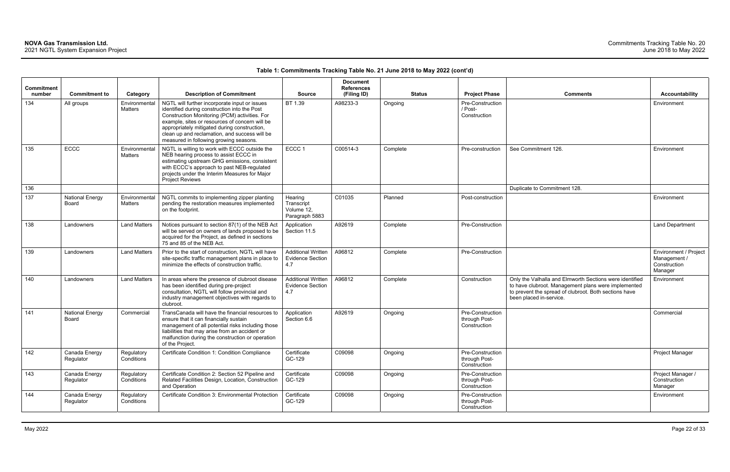**Table 1: Commitments Tracking Table No. 21 June 2018 to May 2022 (cont'd)**

| Commitment number | Commitment to | Category | Description of Commitment | Source | Document References (Filing ID) | Status | Project Phase | Comments | Accountability |
|---|---|---|---|---|---|---|---|---|---|
| 134 | All groups | Environmental Matters | NGTL will further incorporate input or issues identified during construction into the Post Construction Monitoring (PCM) activities. For example, sites or resources of concern will be appropriately mitigated during construction, clean up and reclamation, and success will be measured in following growing seasons. | BT 1.39 | A98233-3 | Ongoing | Pre-Construction / Post-Construction | | Environment |
| 135 | ECCC | Environmental Matters | NGTL is willing to work with ECCC outside the NEB hearing process to assist ECCC in estimating upstream GHG emissions, consistent with ECCC's approach to past NEB-regulated projects under the Interim Measures for Major Project Reviews | ECCC 1 | C00514-3 | Complete | Pre-construction | See Commitment 126. | Environment |
| 136 | | | | | | | | Duplicate to Commitment 128. | |
| 137 | National Energy Board | Environmental Matters | NGTL commits to implementing zipper planting pending the restoration measures implemented on the footprint. | Hearing Transcript Volume 12, Paragraph 5883 | C01035 | Planned | Post-construction | | Environment |
| 138 | Landowners | Land Matters | Notices pursuant to section 87(1) of the NEB Act will be served on owners of lands proposed to be acquired for the Project, as defined in sections 75 and 85 of the NEB Act. | Application Section 11.5 | A92619 | Complete | Pre-Construction | | Land Department |
| 139 | Landowners | Land Matters | Prior to the start of construction, NGTL will have site-specific traffic management plans in place to minimize the effects of construction traffic. | Additional Written Evidence Section 4.7 | A96812 | Complete | Pre-Construction | | Environment / Project Management / Construction Manager |
| 140 | Landowners | Land Matters | In areas where the presence of clubroot disease has been identified during pre-project consultation, NGTL will follow provincial and industry management objectives with regards to clubroot. | Additional Written Evidence Section 4.7 | A96812 | Complete | Construction | Only the Valhalla and Elmworth Sections were identified to have clubroot. Management plans were implemented to prevent the spread of clubroot. Both sections have been placed in-service. | Environment |
| 141 | National Energy Board | Commercial | TransCanada will have the financial resources to ensure that it can financially sustain management of all potential risks including those liabilities that may arise from an accident or malfunction during the construction or operation of the Project. | Application Section 6.6 | A92619 | Ongoing | Pre-Construction through Post-Construction | | Commercial |
| 142 | Canada Energy Regulator | Regulatory Conditions | Certificate Condition 1: Condition Compliance | Certificate GC-129 | C09098 | Ongoing | Pre-Construction through Post-Construction | | Project Manager |
| 143 | Canada Energy Regulator | Regulatory Conditions | Certificate Condition 2: Section 52 Pipeline and Related Facilities Design, Location, Construction and Operation | Certificate GC-129 | C09098 | Ongoing | Pre-Construction through Post-Construction | | Project Manager / Construction Manager |
| 144 | Canada Energy Regulator | Regulatory Conditions | Certificate Condition 3: Environmental Protection | Certificate GC-129 | C09098 | Ongoing | Pre-Construction through Post-Construction | | Environment |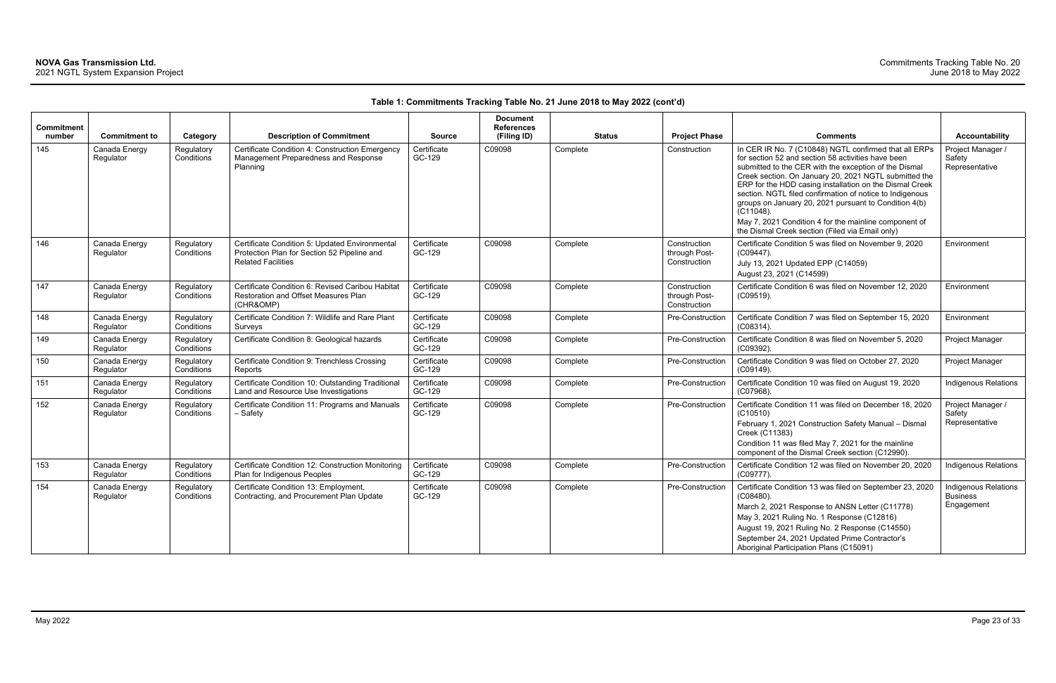**Table 1: Commitments Tracking Table No. 21 June 2018 to May 2022 (cont'd)**

| Commitment number | Commitment to | Category | Description of Commitment | Source | Document References (Filing ID) | Status | Project Phase | Comments | Accountability |
|---|---|---|---|---|---|---|---|---|---|
| 145 | Canada Energy Regulator | Regulatory Conditions | Certificate Condition 4: Construction Emergency Management Preparedness and Response Planning | Certificate GC-129 | C09098 | Complete | Construction | In CER IR No. 7 (C10848) NGTL confirmed that all ERPs for section 52 and section 58 activities have been submitted to the CER with the exception of the Dismal Creek section. On January 20, 2021 NGTL submitted the ERP for the HDD casing installation on the Dismal Creek section. NGTL filed confirmation of notice to Indigenous groups on January 20, 2021 pursuant to Condition 4(b) (C11048).<br>May 7, 2021 Condition 4 for the mainline component of the Dismal Creek section (Filed via Email only) | Project Manager / Safety Representative |
| 146 | Canada Energy Regulator | Regulatory Conditions | Certificate Condition 5: Updated Environmental Protection Plan for Section 52 Pipeline and Related Facilities | Certificate GC-129 | C09098 | Complete | Construction through Post-Construction | Certificate Condition 5 was filed on November 9, 2020 (C09447).<br>July 13, 2021 Updated EPP (C14059)<br>August 23, 2021 (C14599) | Environment |
| 147 | Canada Energy Regulator | Regulatory Conditions | Certificate Condition 6: Revised Caribou Habitat Restoration and Offset Measures Plan (CHR&OMP) | Certificate GC-129 | C09098 | Complete | Construction through Post-Construction | Certificate Condition 6 was filed on November 12, 2020 (C09519). | Environment |
| 148 | Canada Energy Regulator | Regulatory Conditions | Certificate Condition 7: Wildlife and Rare Plant Surveys | Certificate GC-129 | C09098 | Complete | Pre-Construction | Certificate Condition 7 was filed on September 15, 2020 (C08314). | Environment |
| 149 | Canada Energy Regulator | Regulatory Conditions | Certificate Condition 8: Geological hazards | Certificate GC-129 | C09098 | Complete | Pre-Construction | Certificate Condition 8 was filed on November 5, 2020 (C09392). | Project Manager |
| 150 | Canada Energy Regulator | Regulatory Conditions | Certificate Condition 9: Trenchless Crossing Reports | Certificate GC-129 | C09098 | Complete | Pre-Construction | Certificate Condition 9 was filed on October 27, 2020 (C09149). | Project Manager |
| 151 | Canada Energy Regulator | Regulatory Conditions | Certificate Condition 10: Outstanding Traditional Land and Resource Use Investigations | Certificate GC-129 | C09098 | Complete | Pre-Construction | Certificate Condition 10 was filed on August 19, 2020 (C07968). | Indigenous Relations |
| 152 | Canada Energy Regulator | Regulatory Conditions | Certificate Condition 11: Programs and Manuals – Safety | Certificate GC-129 | C09098 | Complete | Pre-Construction | Certificate Condition 11 was filed on December 18, 2020 (C10510)<br>February 1, 2021 Construction Safety Manual – Dismal Creek (C11383)<br>Condition 11 was filed May 7, 2021 for the mainline component of the Dismal Creek section (C12990). | Project Manager / Safety Representative |
| 153 | Canada Energy Regulator | Regulatory Conditions | Certificate Condition 12: Construction Monitoring Plan for Indigenous Peoples | Certificate GC-129 | C09098 | Complete | Pre-Construction | Certificate Condition 12 was filed on November 20, 2020 (C09777). | Indigenous Relations |
| 154 | Canada Energy Regulator | Regulatory Conditions | Certificate Condition 13: Employment, Contracting, and Procurement Plan Update | Certificate GC-129 | C09098 | Complete | Pre-Construction | Certificate Condition 13 was filed on September 23, 2020 (C08480).<br>March 2, 2021 Response to ANSN Letter (C11778)<br>May 3, 2021 Ruling No. 1 Response (C12816)<br>August 19, 2021 Ruling No. 2 Response (C14550)<br>September 24, 2021 Updated Prime Contractor's Aboriginal Participation Plans (C15091) | Indigenous Relations Business Engagement |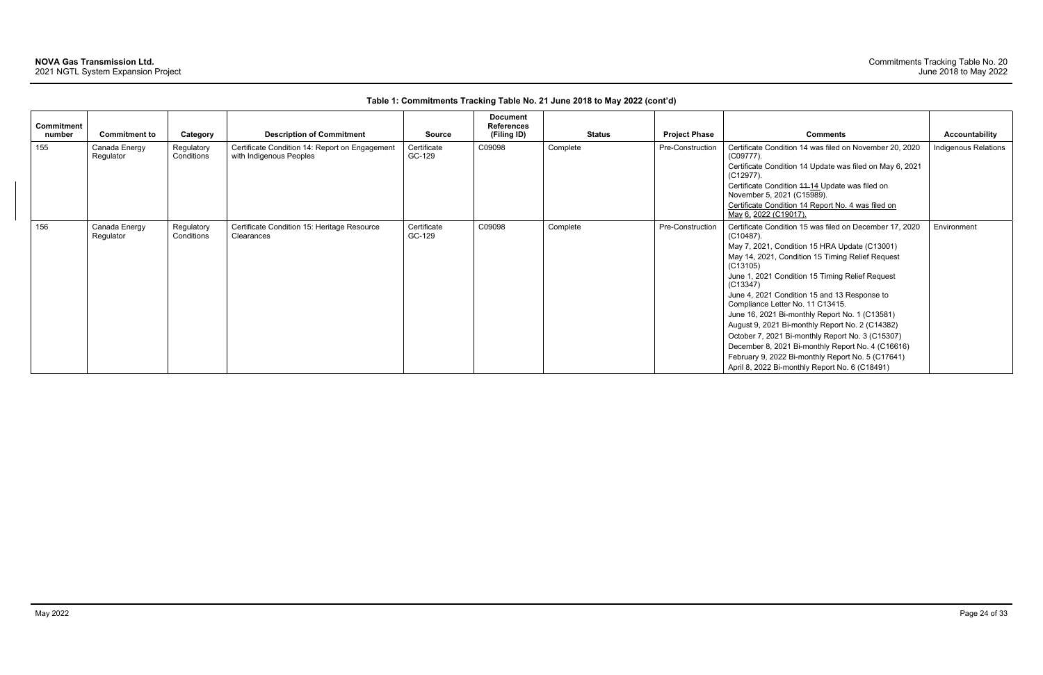**Table 1: Commitments Tracking Table No. 21 June 2018 to May 2022 (cont'd)**

| Commitment number | Commitment to | Category | Description of Commitment | Source | Document References (Filing ID) | Status | Project Phase | Comments | Accountability |
|---|---|---|---|---|---|---|---|---|---|
| 155 | Canada Energy Regulator | Regulatory Conditions | Certificate Condition 14: Report on Engagement with Indigenous Peoples | Certificate GC-129 | C09098 | Complete | Pre-Construction | Certificate Condition 14 was filed on November 20, 2020 (C09777).<br>Certificate Condition 14 Update was filed on May 6, 2021 (C12977).<br>Certificate Condition ~~11~~ 14 Update was filed on November 5, 2021 (C15989).<br>Certificate Condition 14 Report No. 4 was filed on May 6, 2022 (C19017). | Indigenous Relations |
| 156 | Canada Energy Regulator | Regulatory Conditions | Certificate Condition 15: Heritage Resource Clearances | Certificate GC-129 | C09098 | Complete | Pre-Construction | Certificate Condition 15 was filed on December 17, 2020 (C10487).<br>May 7, 2021, Condition 15 HRA Update (C13001)<br>May 14, 2021, Condition 15 Timing Relief Request (C13105)<br>June 1, 2021 Condition 15 Timing Relief Request (C13347)<br>June 4, 2021 Condition 15 and 13 Response to Compliance Letter No. 11 C13415.<br>June 16, 2021 Bi-monthly Report No. 1 (C13581)<br>August 9, 2021 Bi-monthly Report No. 2 (C14382)<br>October 7, 2021 Bi-monthly Report No. 3 (C15307)<br>December 8, 2021 Bi-monthly Report No. 4 (C16616)<br>February 9, 2022 Bi-monthly Report No. 5 (C17641)<br>April 8, 2022 Bi-monthly Report No. 6 (C18491) | Environment |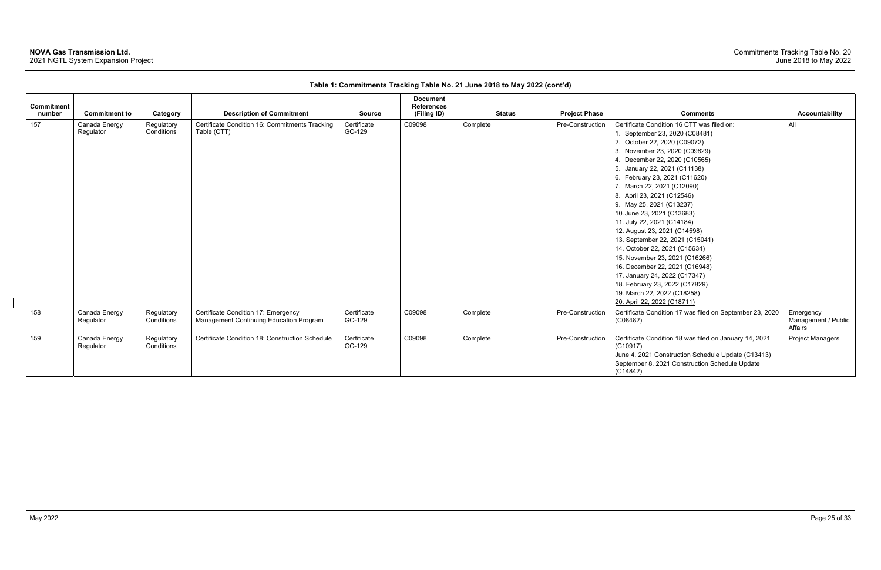**Table 1: Commitments Tracking Table No. 21 June 2018 to May 2022 (cont'd)**

| Commitment number | Commitment to | Category | Description of Commitment | Source | Document References (Filing ID) | Status | Project Phase | Comments | Accountability |
|---|---|---|---|---|---|---|---|---|---|
| 157 | Canada Energy Regulator | Regulatory Conditions | Certificate Condition 16: Commitments Tracking Table (CTT) | Certificate GC-129 | C09098 | Complete | Pre-Construction | Certificate Condition 16 CTT was filed on:<br>1. September 23, 2020 (C08481)<br>2. October 22, 2020 (C09072)<br>3. November 23, 2020 (C09829)<br>4. December 22, 2020 (C10565)<br>5. January 22, 2021 (C11138)<br>6. February 23, 2021 (C11620)<br>7. March 22, 2021 (C12090)<br>8. April 23, 2021 (C12546)<br>9. May 25, 2021 (C13237)<br>10. June 23, 2021 (C13683)<br>11. July 22, 2021 (C14184)<br>12. August 23, 2021 (C14598)<br>13. September 22, 2021 (C15041)<br>14. October 22, 2021 (C15634)<br>15. November 23, 2021 (C16266)<br>16. December 22, 2021 (C16948)<br>17. January 24, 2022 (C17347)<br>18. February 23, 2022 (C17829)<br>19. March 22, 2022 (C18258)<br>20. April 22, 2022 (C18711) | All |
| 158 | Canada Energy Regulator | Regulatory Conditions | Certificate Condition 17: Emergency Management Continuing Education Program | Certificate GC-129 | C09098 | Complete | Pre-Construction | Certificate Condition 17 was filed on September 23, 2020 (C08482). | Emergency Management / Public Affairs |
| 159 | Canada Energy Regulator | Regulatory Conditions | Certificate Condition 18: Construction Schedule | Certificate GC-129 | C09098 | Complete | Pre-Construction | Certificate Condition 18 was filed on January 14, 2021 (C10917).<br>June 4, 2021 Construction Schedule Update (C13413)<br>September 8, 2021 Construction Schedule Update (C14842) | Project Managers |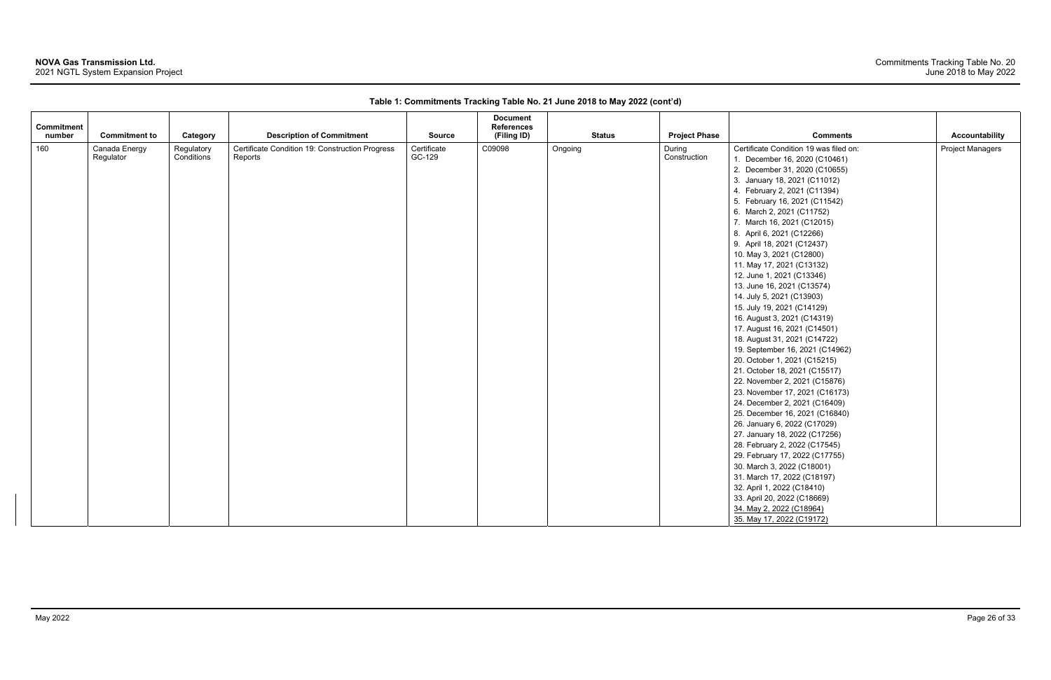**Table 1: Commitments Tracking Table No. 21 June 2018 to May 2022 (cont'd)**

| Commitment number | Commitment to | Category | Description of Commitment | Source | Document References (Filing ID) | Status | Project Phase | Comments | Accountability |
|---|---|---|---|---|---|---|---|---|---|
| 160 | Canada Energy Regulator | Regulatory Conditions | Certificate Condition 19: Construction Progress Reports | Certificate GC-129 | C09098 | Ongoing | During Construction | Certificate Condition 19 was filed on:<br>1. December 16, 2020 (C10461)<br>2. December 31, 2020 (C10655)<br>3. January 18, 2021 (C11012)<br>4. February 2, 2021 (C11394)<br>5. February 16, 2021 (C11542)<br>6. March 2, 2021 (C11752)<br>7. March 16, 2021 (C12015)<br>8. April 6, 2021 (C12266)<br>9. April 18, 2021 (C12437)<br>10. May 3, 2021 (C12800)<br>11. May 17, 2021 (C13132)<br>12. June 1, 2021 (C13346)<br>13. June 16, 2021 (C13574)<br>14. July 5, 2021 (C13903)<br>15. July 19, 2021 (C14129)<br>16. August 3, 2021 (C14319)<br>17. August 16, 2021 (C14501)<br>18. August 31, 2021 (C14722)<br>19. September 16, 2021 (C14962)<br>20. October 1, 2021 (C15215)<br>21. October 18, 2021 (C15517)<br>22. November 2, 2021 (C15876)<br>23. November 17, 2021 (C16173)<br>24. December 2, 2021 (C16409)<br>25. December 16, 2021 (C16840)<br>26. January 6, 2022 (C17029)<br>27. January 18, 2022 (C17256)<br>28. February 2, 2022 (C17545)<br>29. February 17, 2022 (C17755)<br>30. March 3, 2022 (C18001)<br>31. March 17, 2022 (C18197)<br>32. April 1, 2022 (C18410)<br>33. April 20, 2022 (C18669)<br>34. May 2, 2022 (C18964)<br>35. May 17, 2022 (C19172) | Project Managers |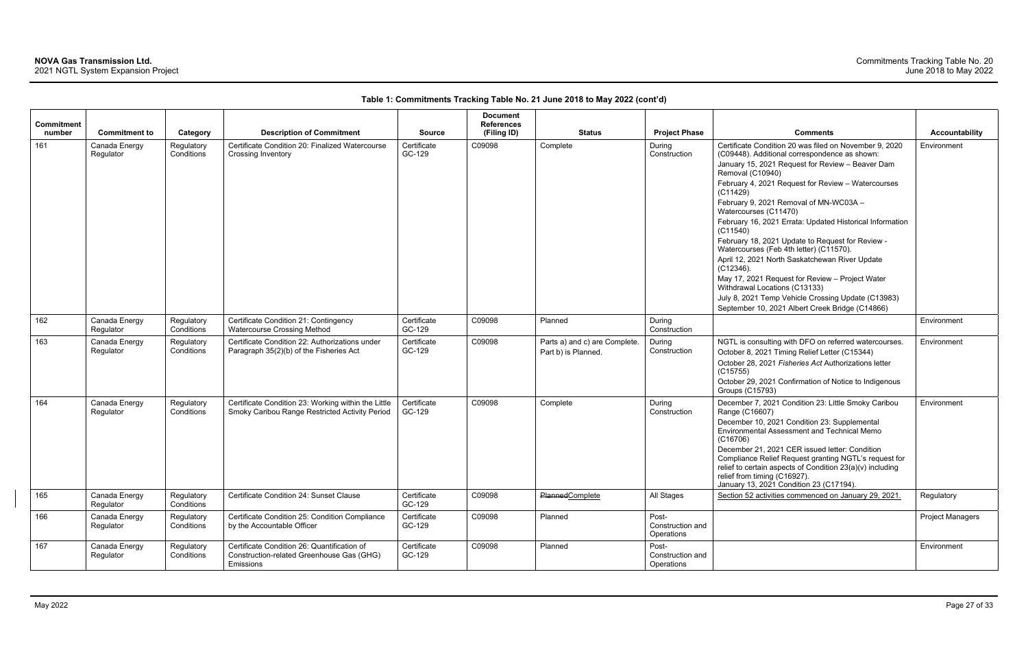**Table 1: Commitments Tracking Table No. 21 June 2018 to May 2022 (cont'd)**

| Commitment number | Commitment to | Category | Description of Commitment | Source | Document References (Filing ID) | Status | Project Phase | Comments | Accountability |
|---|---|---|---|---|---|---|---|---|---|
| 161 | Canada Energy Regulator | Regulatory Conditions | Certificate Condition 20: Finalized Watercourse Crossing Inventory | Certificate GC-129 | C09098 | Complete | During Construction | Certificate Condition 20 was filed on November 9, 2020 (C09448). Additional correspondence as shown:<br>January 15, 2021 Request for Review – Beaver Dam Removal (C10940)<br>February 4, 2021 Request for Review – Watercourses (C11429)<br>February 9, 2021 Removal of MN-WC03A – Watercourses (C11470)<br>February 16, 2021 Errata: Updated Historical Information (C11540)<br>February 18, 2021 Update to Request for Review - Watercourses (Feb 4th letter) (C11570).<br>April 12, 2021 North Saskatchewan River Update (C12346).<br>May 17, 2021 Request for Review – Project Water Withdrawal Locations (C13133)<br>July 8, 2021 Temp Vehicle Crossing Update (C13983)<br>September 10, 2021 Albert Creek Bridge (C14866) | Environment |
| 162 | Canada Energy Regulator | Regulatory Conditions | Certificate Condition 21: Contingency Watercourse Crossing Method | Certificate GC-129 | C09098 | Planned | During Construction | | Environment |
| 163 | Canada Energy Regulator | Regulatory Conditions | Certificate Condition 22: Authorizations under Paragraph 35(2)(b) of the Fisheries Act | Certificate GC-129 | C09098 | Parts a) and c) are Complete. Part b) is Planned. | During Construction | NGTL is consulting with DFO on referred watercourses.<br>October 8, 2021 Timing Relief Letter (C15344)<br>October 28, 2021 *Fisheries Act* Authorizations letter (C15755)<br>October 29, 2021 Confirmation of Notice to Indigenous Groups (C15793) | Environment |
| 164 | Canada Energy Regulator | Regulatory Conditions | Certificate Condition 23: Working within the Little Smoky Caribou Range Restricted Activity Period | Certificate GC-129 | C09098 | Complete | During Construction | December 7, 2021 Condition 23: Little Smoky Caribou Range (C16607)<br>December 10, 2021 Condition 23: Supplemental Environmental Assessment and Technical Memo (C16706)<br>December 21, 2021 CER issued letter: Condition Compliance Relief Request granting NGTL's request for relief to certain aspects of Condition 23(a)(v) including relief from timing (C16927).<br>January 13, 2021 Condition 23 (C17194). | Environment |
| 165 | Canada Energy Regulator | Regulatory Conditions | Certificate Condition 24: Sunset Clause | Certificate GC-129 | C09098 | ~~Planned~~Complete | All Stages | Section 52 activities commenced on January 29, 2021. | Regulatory |
| 166 | Canada Energy Regulator | Regulatory Conditions | Certificate Condition 25: Condition Compliance by the Accountable Officer | Certificate GC-129 | C09098 | Planned | Post-Construction and Operations | | Project Managers |
| 167 | Canada Energy Regulator | Regulatory Conditions | Certificate Condition 26: Quantification of Construction-related Greenhouse Gas (GHG) Emissions | Certificate GC-129 | C09098 | Planned | Post-Construction and Operations | | Environment |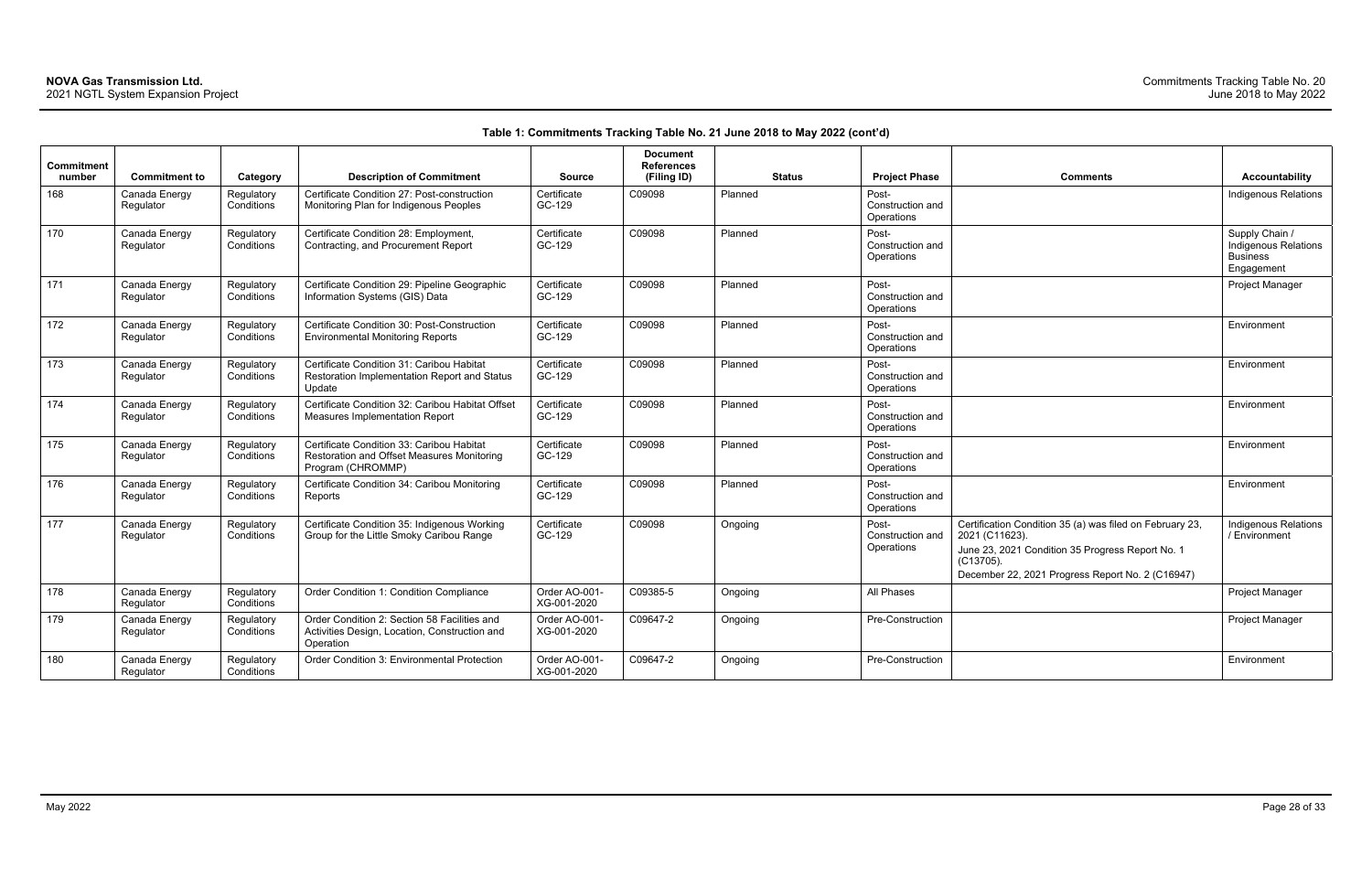**Table 1: Commitments Tracking Table No. 21 June 2018 to May 2022 (cont'd)**

| Commitment number | Commitment to | Category | Description of Commitment | Source | Document References (Filing ID) | Status | Project Phase | Comments | Accountability |
|---|---|---|---|---|---|---|---|---|---|
| 168 | Canada Energy Regulator | Regulatory Conditions | Certificate Condition 27: Post-construction Monitoring Plan for Indigenous Peoples | Certificate GC-129 | C09098 | Planned | Post-Construction and Operations | | Indigenous Relations |
| 170 | Canada Energy Regulator | Regulatory Conditions | Certificate Condition 28: Employment, Contracting, and Procurement Report | Certificate GC-129 | C09098 | Planned | Post-Construction and Operations | | Supply Chain / Indigenous Relations Business Engagement |
| 171 | Canada Energy Regulator | Regulatory Conditions | Certificate Condition 29: Pipeline Geographic Information Systems (GIS) Data | Certificate GC-129 | C09098 | Planned | Post-Construction and Operations | | Project Manager |
| 172 | Canada Energy Regulator | Regulatory Conditions | Certificate Condition 30: Post-Construction Environmental Monitoring Reports | Certificate GC-129 | C09098 | Planned | Post-Construction and Operations | | Environment |
| 173 | Canada Energy Regulator | Regulatory Conditions | Certificate Condition 31: Caribou Habitat Restoration Implementation Report and Status Update | Certificate GC-129 | C09098 | Planned | Post-Construction and Operations | | Environment |
| 174 | Canada Energy Regulator | Regulatory Conditions | Certificate Condition 32: Caribou Habitat Offset Measures Implementation Report | Certificate GC-129 | C09098 | Planned | Post-Construction and Operations | | Environment |
| 175 | Canada Energy Regulator | Regulatory Conditions | Certificate Condition 33: Caribou Habitat Restoration and Offset Measures Monitoring Program (CHROMMP) | Certificate GC-129 | C09098 | Planned | Post-Construction and Operations | | Environment |
| 176 | Canada Energy Regulator | Regulatory Conditions | Certificate Condition 34: Caribou Monitoring Reports | Certificate GC-129 | C09098 | Planned | Post-Construction and Operations | | Environment |
| 177 | Canada Energy Regulator | Regulatory Conditions | Certificate Condition 35: Indigenous Working Group for the Little Smoky Caribou Range | Certificate GC-129 | C09098 | Ongoing | Post-Construction and Operations | Certification Condition 35 (a) was filed on February 23, 2021 (C11623).<br>June 23, 2021 Condition 35 Progress Report No. 1 (C13705).<br>December 22, 2021 Progress Report No. 2 (C16947) | Indigenous Relations / Environment |
| 178 | Canada Energy Regulator | Regulatory Conditions | Order Condition 1: Condition Compliance | Order AO-001-XG-001-2020 | C09385-5 | Ongoing | All Phases | | Project Manager |
| 179 | Canada Energy Regulator | Regulatory Conditions | Order Condition 2: Section 58 Facilities and Activities Design, Location, Construction and Operation | Order AO-001-XG-001-2020 | C09647-2 | Ongoing | Pre-Construction | | Project Manager |
| 180 | Canada Energy Regulator | Regulatory Conditions | Order Condition 3: Environmental Protection | Order AO-001-XG-001-2020 | C09647-2 | Ongoing | Pre-Construction | | Environment |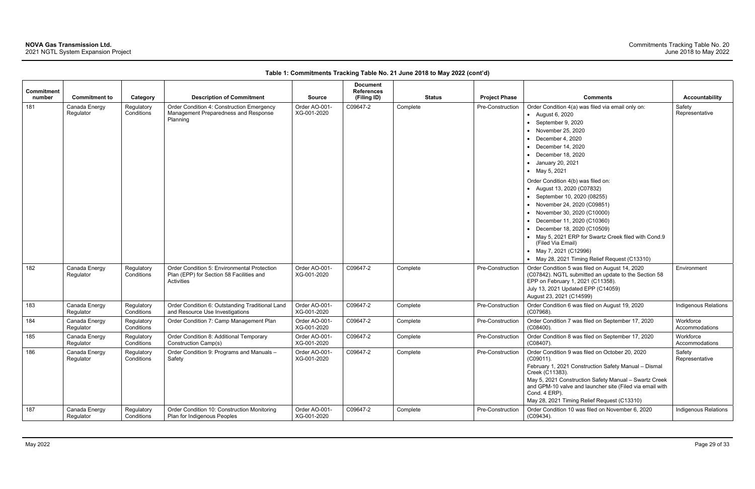**Table 1: Commitments Tracking Table No. 21 June 2018 to May 2022 (cont'd)**

| Commitment number | Commitment to | Category | Description of Commitment | Source | Document References (Filing ID) | Status | Project Phase | Comments | Accountability |
|---|---|---|---|---|---|---|---|---|---|
| 181 | Canada Energy Regulator | Regulatory Conditions | Order Condition 4: Construction Emergency Management Preparedness and Response Planning | Order AO-001-XG-001-2020 | C09647-2 | Complete | Pre-Construction | Order Condition 4(a) was filed via email only on:<br>• August 6, 2020<br>• September 9, 2020<br>• November 25, 2020<br>• December 4, 2020<br>• December 14, 2020<br>• December 18, 2020<br>• January 20, 2021<br>• May 5, 2021<br>Order Condition 4(b) was filed on:<br>• August 13, 2020 (C07832)<br>• September 10, 2020 (08255)<br>• November 24, 2020 (C09851)<br>• November 30, 2020 (C10000)<br>• December 11, 2020 (C10360)<br>• December 18, 2020 (C10509)<br>• May 5, 2021 ERP for Swartz Creek filed with Cond.9 (Filed Via Email)<br>• May 7, 2021 (C12996)<br>• May 28, 2021 Timing Relief Request (C13310) | Safety Representative |
| 182 | Canada Energy Regulator | Regulatory Conditions | Order Condition 5: Environmental Protection Plan (EPP) for Section 58 Facilities and Activities | Order AO-001-XG-001-2020 | C09647-2 | Complete | Pre-Construction | Order Condition 5 was filed on August 14, 2020 (C07842). NGTL submitted an update to the Section 58 EPP on February 1, 2021 (C11358).<br>July 13, 2021 Updated EPP (C14059)<br>August 23, 2021 (C14599) | Environment |
| 183 | Canada Energy Regulator | Regulatory Conditions | Order Condition 6: Outstanding Traditional Land and Resource Use Investigations | Order AO-001-XG-001-2020 | C09647-2 | Complete | Pre-Construction | Order Condition 6 was filed on August 19, 2020 (C07968). | Indigenous Relations |
| 184 | Canada Energy Regulator | Regulatory Conditions | Order Condition 7: Camp Management Plan | Order AO-001-XG-001-2020 | C09647-2 | Complete | Pre-Construction | Order Condition 7 was filed on September 17, 2020 (C08400). | Workforce Accommodations |
| 185 | Canada Energy Regulator | Regulatory Conditions | Order Condition 8: Additional Temporary Construction Camp(s) | Order AO-001-XG-001-2020 | C09647-2 | Complete | Pre-Construction | Order Condition 8 was filed on September 17, 2020 (C08407). | Workforce Accommodations |
| 186 | Canada Energy Regulator | Regulatory Conditions | Order Condition 9: Programs and Manuals – Safety | Order AO-001-XG-001-2020 | C09647-2 | Complete | Pre-Construction | Order Condition 9 was filed on October 20, 2020 (C09011).<br>February 1, 2021 Construction Safety Manual – Dismal Creek (C11383).<br>May 5, 2021 Construction Safety Manual – Swartz Creek and GPM-10 valve and launcher site (Filed via email with Cond. 4 ERP).<br>May 28, 2021 Timing Relief Request (C13310) | Safety Representative |
| 187 | Canada Energy Regulator | Regulatory Conditions | Order Condition 10: Construction Monitoring Plan for Indigenous Peoples | Order AO-001-XG-001-2020 | C09647-2 | Complete | Pre-Construction | Order Condition 10 was filed on November 6, 2020 (C09434). | Indigenous Relations |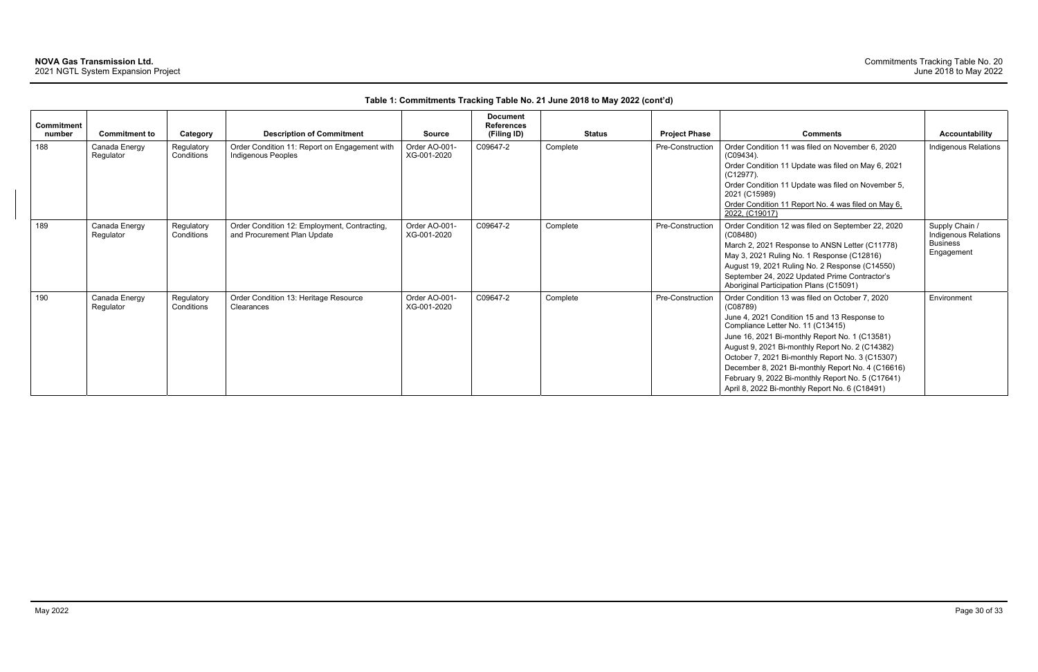**Table 1: Commitments Tracking Table No. 21 June 2018 to May 2022 (cont'd)**

| Commitment number | Commitment to | Category | Description of Commitment | Source | Document References (Filing ID) | Status | Project Phase | Comments | Accountability |
|---|---|---|---|---|---|---|---|---|---|
| 188 | Canada Energy Regulator | Regulatory Conditions | Order Condition 11: Report on Engagement with Indigenous Peoples | Order AO-001-XG-001-2020 | C09647-2 | Complete | Pre-Construction | Order Condition 11 was filed on November 6, 2020 (C09434).<br>Order Condition 11 Update was filed on May 6, 2021 (C12977).<br>Order Condition 11 Update was filed on November 5, 2021 (C15989)<br>Order Condition 11 Report No. 4 was filed on May 6, 2022, (C19017) | Indigenous Relations |
| 189 | Canada Energy Regulator | Regulatory Conditions | Order Condition 12: Employment, Contracting, and Procurement Plan Update | Order AO-001-XG-001-2020 | C09647-2 | Complete | Pre-Construction | Order Condition 12 was filed on September 22, 2020 (C08480)<br>March 2, 2021 Response to ANSN Letter (C11778)<br>May 3, 2021 Ruling No. 1 Response (C12816)<br>August 19, 2021 Ruling No. 2 Response (C14550)<br>September 24, 2022 Updated Prime Contractor's Aboriginal Participation Plans (C15091) | Supply Chain / Indigenous Relations Business Engagement |
| 190 | Canada Energy Regulator | Regulatory Conditions | Order Condition 13: Heritage Resource Clearances | Order AO-001-XG-001-2020 | C09647-2 | Complete | Pre-Construction | Order Condition 13 was filed on October 7, 2020 (C08789)<br>June 4, 2021 Condition 15 and 13 Response to Compliance Letter No. 11 (C13415)<br>June 16, 2021 Bi-monthly Report No. 1 (C13581)<br>August 9, 2021 Bi-monthly Report No. 2 (C14382)<br>October 7, 2021 Bi-monthly Report No. 3 (C15307)<br>December 8, 2021 Bi-monthly Report No. 4 (C16616)<br>February 9, 2022 Bi-monthly Report No. 5 (C17641)<br>April 8, 2022 Bi-monthly Report No. 6 (C18491) | Environment |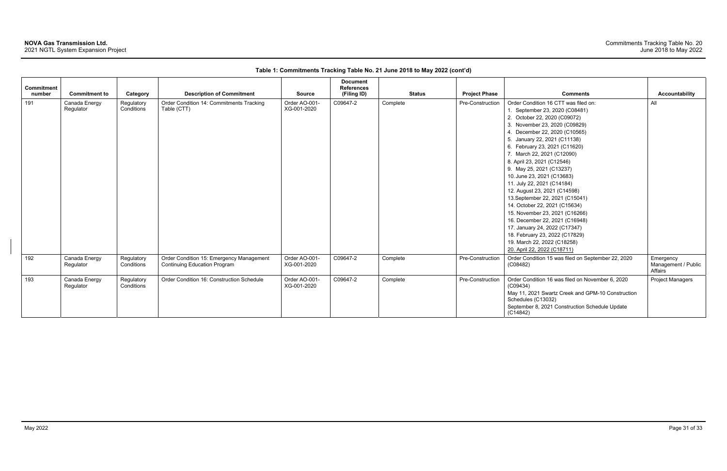**Table 1: Commitments Tracking Table No. 21 June 2018 to May 2022 (cont'd)**

| Commitment number | Commitment to | Category | Description of Commitment | Source | Document References (Filing ID) | Status | Project Phase | Comments | Accountability |
|---|---|---|---|---|---|---|---|---|---|
| 191 | Canada Energy Regulator | Regulatory Conditions | Order Condition 14: Commitments Tracking Table (CTT) | Order AO-001-XG-001-2020 | C09647-2 | Complete | Pre-Construction | Order Condition 16 CTT was filed on:<br>1. September 23, 2020 (C08481)<br>2. October 22, 2020 (C09072)<br>3. November 23, 2020 (C09829)<br>4. December 22, 2020 (C10565)<br>5. January 22, 2021 (C11138)<br>6. February 23, 2021 (C11620)<br>7. March 22, 2021 (C12090)<br>8. April 23, 2021 (C12546)<br>9. May 25, 2021 (C13237)<br>10. June 23, 2021 (C13683)<br>11. July 22, 2021 (C14184)<br>12. August 23, 2021 (C14598)<br>13. September 22, 2021 (C15041)<br>14. October 22, 2021 (C15634)<br>15. November 23, 2021 (C16266)<br>16. December 22, 2021 (C16948)<br>17. January 24, 2022 (C17347)<br>18. February 23, 2022 (C17829)<br>19. March 22, 2022 (C18258)<br>20. April 22, 2022 (C18711) | All |
| 192 | Canada Energy Regulator | Regulatory Conditions | Order Condition 15: Emergency Management Continuing Education Program | Order AO-001-XG-001-2020 | C09647-2 | Complete | Pre-Construction | Order Condition 15 was filed on September 22, 2020 (C08482) | Emergency Management / Public Affairs |
| 193 | Canada Energy Regulator | Regulatory Conditions | Order Condition 16: Construction Schedule | Order AO-001-XG-001-2020 | C09647-2 | Complete | Pre-Construction | Order Condition 16 was filed on November 6, 2020 (C09434)<br>May 11, 2021 Swartz Creek and GPM-10 Construction Schedules (C13032)<br>September 8, 2021 Construction Schedule Update (C14842) | Project Managers |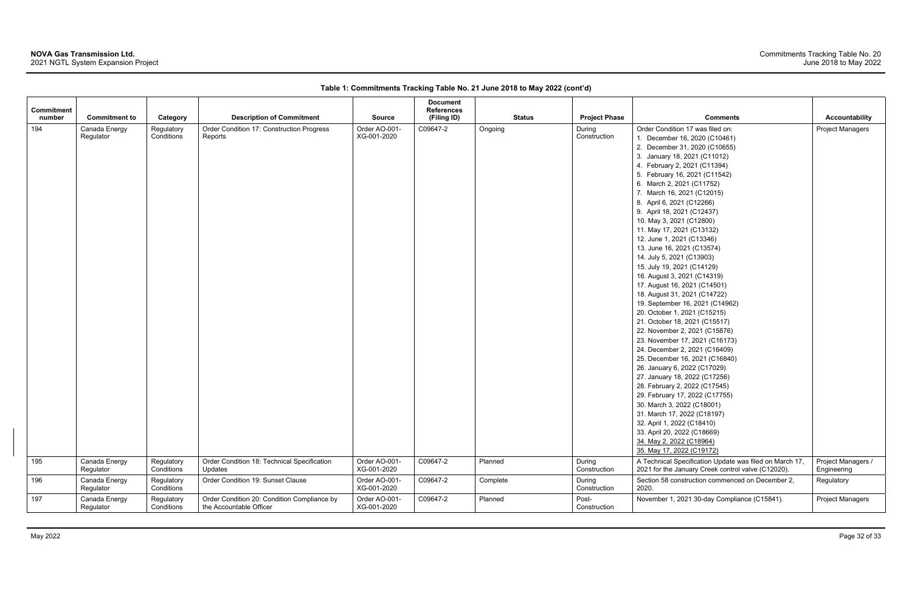**Table 1: Commitments Tracking Table No. 21 June 2018 to May 2022 (cont'd)**

| Commitment number | Commitment to | Category | Description of Commitment | Source | Document References (Filing ID) | Status | Project Phase | Comments | Accountability |
|---|---|---|---|---|---|---|---|---|---|
| 194 | Canada Energy Regulator | Regulatory Conditions | Order Condition 17: Construction Progress Reports | Order AO-001-XG-001-2020 | C09647-2 | Ongoing | During Construction | Order Condition 17 was filed on:<br>1. December 16, 2020 (C10461)<br>2. December 31, 2020 (C10655)<br>3. January 18, 2021 (C11012)<br>4. February 2, 2021 (C11394)<br>5. February 16, 2021 (C11542)<br>6. March 2, 2021 (C11752)<br>7. March 16, 2021 (C12015)<br>8. April 6, 2021 (C12266)<br>9. April 18, 2021 (C12437)<br>10. May 3, 2021 (C12800)<br>11. May 17, 2021 (C13132)<br>12. June 1, 2021 (C13346)<br>13. June 16, 2021 (C13574)<br>14. July 5, 2021 (C13903)<br>15. July 19, 2021 (C14129)<br>16. August 3, 2021 (C14319)<br>17. August 16, 2021 (C14501)<br>18. August 31, 2021 (C14722)<br>19. September 16, 2021 (C14962)<br>20. October 1, 2021 (C15215)<br>21. October 18, 2021 (C15517)<br>22. November 2, 2021 (C15876)<br>23. November 17, 2021 (C16173)<br>24. December 2, 2021 (C16409)<br>25. December 16, 2021 (C16840)<br>26. January 6, 2022 (C17029)<br>27. January 18, 2022 (C17256)<br>28. February 2, 2022 (C17545)<br>29. February 17, 2022 (C17755)<br>30. March 3, 2022 (C18001)<br>31. March 17, 2022 (C18197)<br>32. April 1, 2022 (C18410)<br>33. April 20, 2022 (C18669)<br>34. May 2, 2022 (C18964)<br>35. May 17, 2022 (C19172) | Project Managers |
| 195 | Canada Energy Regulator | Regulatory Conditions | Order Condition 18: Technical Specification Updates | Order AO-001-XG-001-2020 | C09647-2 | Planned | During Construction | A Technical Specification Update was filed on March 17, 2021 for the January Creek control valve (C12020). | Project Managers / Engineering |
| 196 | Canada Energy Regulator | Regulatory Conditions | Order Condition 19: Sunset Clause | Order AO-001-XG-001-2020 | C09647-2 | Complete | During Construction | Section 58 construction commenced on December 2, 2020. | Regulatory |
| 197 | Canada Energy Regulator | Regulatory Conditions | Order Condition 20: Condition Compliance by the Accountable Officer | Order AO-001-XG-001-2020 | C09647-2 | Planned | Post-Construction | November 1, 2021 30-day Compliance (C15841). | Project Managers |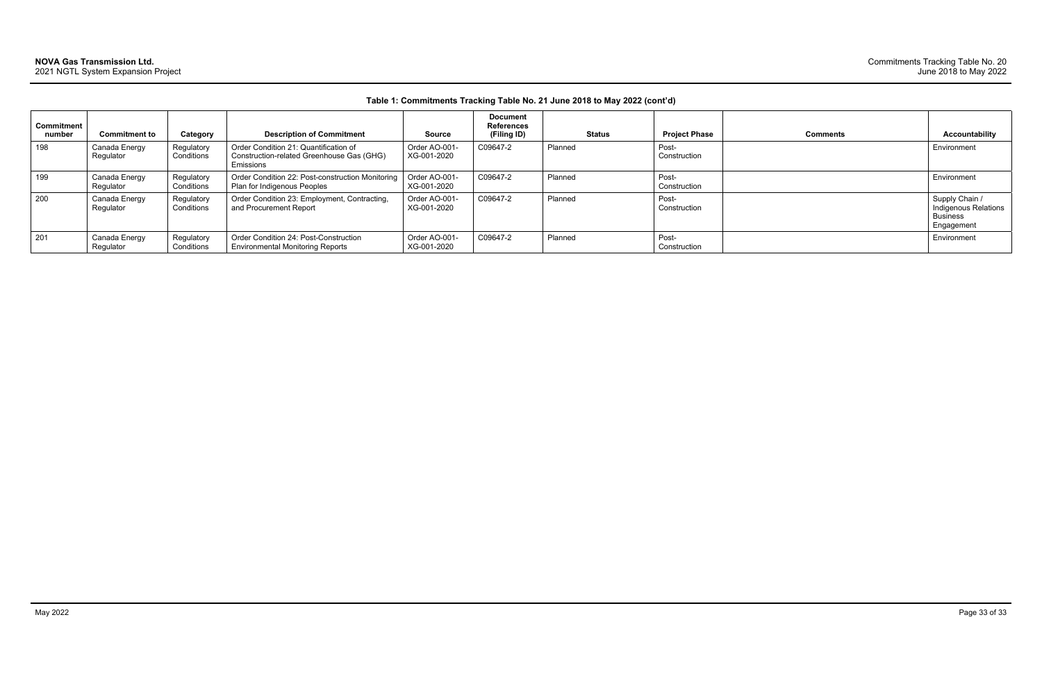**Table 1: Commitments Tracking Table No. 21 June 2018 to May 2022 (cont'd)**

| Commitment number | Commitment to | Category | Description of Commitment | Source | Document References (Filing ID) | Status | Project Phase | Comments | Accountability |
|---|---|---|---|---|---|---|---|---|---|
| 198 | Canada Energy Regulator | Regulatory Conditions | Order Condition 21: Quantification of Construction-related Greenhouse Gas (GHG) Emissions | Order AO-001-XG-001-2020 | C09647-2 | Planned | Post-Construction | | Environment |
| 199 | Canada Energy Regulator | Regulatory Conditions | Order Condition 22: Post-construction Monitoring Plan for Indigenous Peoples | Order AO-001-XG-001-2020 | C09647-2 | Planned | Post-Construction | | Environment |
| 200 | Canada Energy Regulator | Regulatory Conditions | Order Condition 23: Employment, Contracting, and Procurement Report | Order AO-001-XG-001-2020 | C09647-2 | Planned | Post-Construction | | Supply Chain / Indigenous Relations Business Engagement |
| 201 | Canada Energy Regulator | Regulatory Conditions | Order Condition 24: Post-Construction Environmental Monitoring Reports | Order AO-001-XG-001-2020 | C09647-2 | Planned | Post-Construction | | Environment |